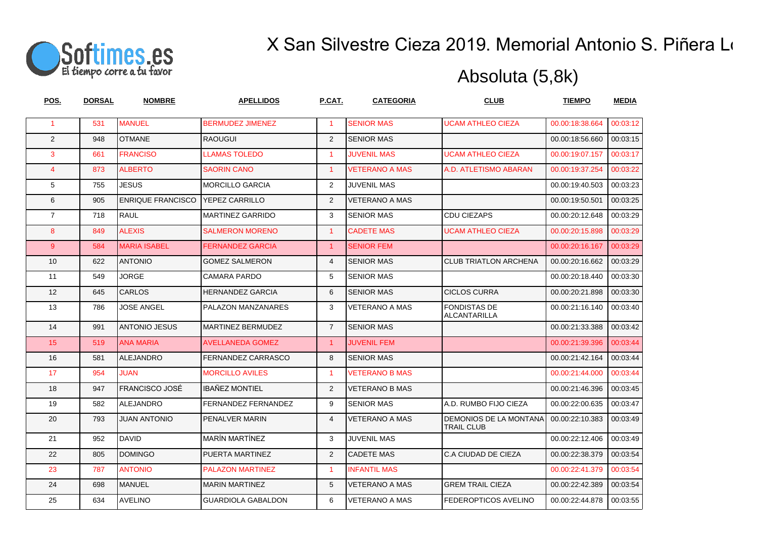Softimes.es
El tiempo corre a tu favor

# X San Silvestre Cieza 2019. Memorial Antonio S. Piñera L

## Absoluta (5,8k)

| POS. | DORSAL | NOMBRE | APELLIDOS | P.CAT. | CATEGORIA | CLUB | TIEMPO | MEDIA |
|---|---|---|---|---|---|---|---|---|
| 1 | 531 | MANUEL | BERMUDEZ JIMENEZ | 1 | SENIOR MAS | UCAM ATHLEO CIEZA | 00.00:18:38.664 | 00:03:12 |
| 2 | 948 | OTMANE | RAOUGUI | 2 | SENIOR MAS | | 00.00:18:56.660 | 00:03:15 |
| 3 | 661 | FRANCISO | LLAMAS TOLEDO | 1 | JUVENIL MAS | UCAM ATHLEO CIEZA | 00.00:19:07.157 | 00:03:17 |
| 4 | 873 | ALBERTO | SAORIN CANO | 1 | VETERANO A MAS | A.D. ATLETISMO ABARAN | 00.00:19:37.254 | 00:03:22 |
| 5 | 755 | JESUS | MORCILLO GARCIA | 2 | JUVENIL MAS | | 00.00:19:40.503 | 00:03:23 |
| 6 | 905 | ENRIQUE FRANCISCO | YEPEZ CARRILLO | 2 | VETERANO A MAS | | 00.00:19:50.501 | 00:03:25 |
| 7 | 718 | RAUL | MARTINEZ GARRIDO | 3 | SENIOR MAS | CDU CIEZAPS | 00.00:20:12.648 | 00:03:29 |
| 8 | 849 | ALEXIS | SALMERON MORENO | 1 | CADETE MAS | UCAM ATHLEO CIEZA | 00.00:20:15.898 | 00:03:29 |
| 9 | 584 | MARIA ISABEL | FERNANDEZ GARCIA | 1 | SENIOR FEM | | 00.00:20:16.167 | 00:03:29 |
| 10 | 622 | ANTONIO | GOMEZ SALMERON | 4 | SENIOR MAS | CLUB TRIATLON ARCHENA | 00.00:20:16.662 | 00:03:29 |
| 11 | 549 | JORGE | CAMARA PARDO | 5 | SENIOR MAS | | 00.00:20:18.440 | 00:03:30 |
| 12 | 645 | CARLOS | HERNANDEZ GARCIA | 6 | SENIOR MAS | CICLOS CURRA | 00.00:20:21.898 | 00:03:30 |
| 13 | 786 | JOSE ANGEL | PALAZON MANZANARES | 3 | VETERANO A MAS | FONDISTAS DE ALCANTARILLA | 00.00:21:16.140 | 00:03:40 |
| 14 | 991 | ANTONIO JESUS | MARTINEZ BERMUDEZ | 7 | SENIOR MAS | | 00.00:21:33.388 | 00:03:42 |
| 15 | 519 | ANA MARIA | AVELLANEDA GOMEZ | 1 | JUVENIL FEM | | 00.00:21:39.396 | 00:03:44 |
| 16 | 581 | ALEJANDRO | FERNANDEZ CARRASCO | 8 | SENIOR MAS | | 00.00:21:42.164 | 00:03:44 |
| 17 | 954 | JUAN | MORCILLO AVILES | 1 | VETERANO B MAS | | 00.00:21:44.000 | 00:03:44 |
| 18 | 947 | FRANCISCO JOSÉ | IBAÑEZ MONTIEL | 2 | VETERANO B MAS | | 00.00:21:46.396 | 00:03:45 |
| 19 | 582 | ALEJANDRO | FERNANDEZ FERNANDEZ | 9 | SENIOR MAS | A.D. RUMBO FIJO CIEZA | 00.00:22:00.635 | 00:03:47 |
| 20 | 793 | JUAN ANTONIO | PENALVER MARIN | 4 | VETERANO A MAS | DEMONIOS DE LA MONTANA TRAIL CLUB | 00.00:22:10.383 | 00:03:49 |
| 21 | 952 | DAVID | MARÍN MARTÍNEZ | 3 | JUVENIL MAS | | 00.00:22:12.406 | 00:03:49 |
| 22 | 805 | DOMINGO | PUERTA MARTINEZ | 2 | CADETE MAS | C.A CIUDAD DE CIEZA | 00.00:22:38.379 | 00:03:54 |
| 23 | 787 | ANTONIO | PALAZON MARTINEZ | 1 | INFANTIL MAS | | 00.00:22:41.379 | 00:03:54 |
| 24 | 698 | MANUEL | MARIN MARTINEZ | 5 | VETERANO A MAS | GREM TRAIL CIEZA | 00.00:22:42.389 | 00:03:54 |
| 25 | 634 | AVELINO | GUARDIOLA GABALDON | 6 | VETERANO A MAS | FEDEROPTICOS AVELINO | 00.00:22:44.878 | 00:03:55 |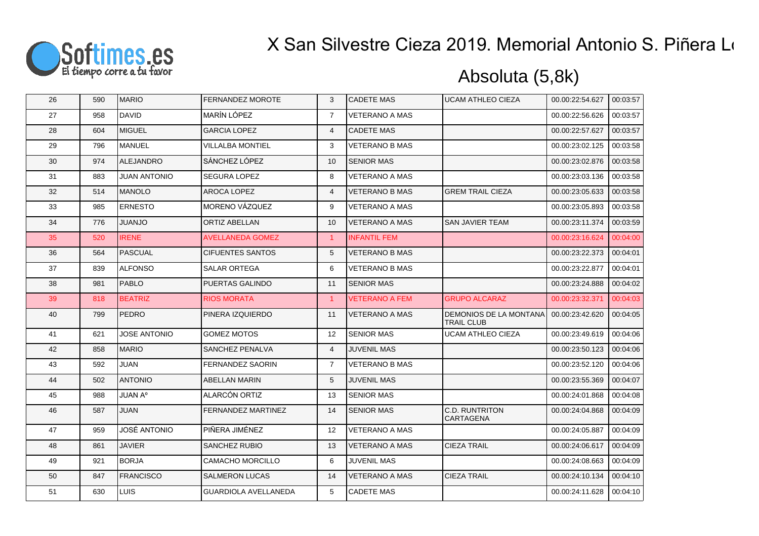# X San Silvestre Cieza 2019. Memorial Antonio S. Piñera L

## Absoluta (5,8k)

| | | | | | | | | |
|---|---|---|---|---|---|---|---|---|
| 26 | 590 | MARIO | FERNANDEZ MOROTE | 3 | CADETE MAS | UCAM ATHLEO CIEZA | 00.00:22:54.627 | 00:03:57 |
| 27 | 958 | DAVID | MARÍN LÓPEZ | 7 | VETERANO A MAS | | 00.00:22:56.626 | 00:03:57 |
| 28 | 604 | MIGUEL | GARCIA LOPEZ | 4 | CADETE MAS | | 00.00:22:57.627 | 00:03:57 |
| 29 | 796 | MANUEL | VILLALBA MONTIEL | 3 | VETERANO B MAS | | 00.00:23:02.125 | 00:03:58 |
| 30 | 974 | ALEJANDRO | SÁNCHEZ LÓPEZ | 10 | SENIOR MAS | | 00.00:23:02.876 | 00:03:58 |
| 31 | 883 | JUAN ANTONIO | SEGURA LOPEZ | 8 | VETERANO A MAS | | 00.00:23:03.136 | 00:03:58 |
| 32 | 514 | MANOLO | AROCA LOPEZ | 4 | VETERANO B MAS | GREM TRAIL CIEZA | 00.00:23:05.633 | 00:03:58 |
| 33 | 985 | ERNESTO | MORENO VÁZQUEZ | 9 | VETERANO A MAS | | 00.00:23:05.893 | 00:03:58 |
| 34 | 776 | JUANJO | ORTIZ ABELLAN | 10 | VETERANO A MAS | SAN JAVIER TEAM | 00.00:23:11.374 | 00:03:59 |
| 35 | 520 | IRENE | AVELLANEDA GOMEZ | 1 | INFANTIL FEM | | 00.00:23:16.624 | 00:04:00 |
| 36 | 564 | PASCUAL | CIFUENTES SANTOS | 5 | VETERANO B MAS | | 00.00:23:22.373 | 00:04:01 |
| 37 | 839 | ALFONSO | SALAR ORTEGA | 6 | VETERANO B MAS | | 00.00:23:22.877 | 00:04:01 |
| 38 | 981 | PABLO | PUERTAS GALINDO | 11 | SENIOR MAS | | 00.00:23:24.888 | 00:04:02 |
| 39 | 818 | BEATRIZ | RIOS MORATA | 1 | VETERANO A FEM | GRUPO ALCARAZ | 00.00:23:32.371 | 00:04:03 |
| 40 | 799 | PEDRO | PINERA IZQUIERDO | 11 | VETERANO A MAS | DEMONIOS DE LA MONTANA TRAIL CLUB | 00.00:23:42.620 | 00:04:05 |
| 41 | 621 | JOSE ANTONIO | GOMEZ MOTOS | 12 | SENIOR MAS | UCAM ATHLEO CIEZA | 00.00:23:49.619 | 00:04:06 |
| 42 | 858 | MARIO | SANCHEZ PENALVA | 4 | JUVENIL MAS | | 00.00:23:50.123 | 00:04:06 |
| 43 | 592 | JUAN | FERNANDEZ SAORIN | 7 | VETERANO B MAS | | 00.00:23:52.120 | 00:04:06 |
| 44 | 502 | ANTONIO | ABELLAN MARIN | 5 | JUVENIL MAS | | 00.00:23:55.369 | 00:04:07 |
| 45 | 988 | JUAN Aº | ALARCÓN ORTIZ | 13 | SENIOR MAS | | 00.00:24:01.868 | 00:04:08 |
| 46 | 587 | JUAN | FERNANDEZ MARTINEZ | 14 | SENIOR MAS | C.D. RUNTRITON CARTAGENA | 00.00:24:04.868 | 00:04:09 |
| 47 | 959 | JOSÉ ANTONIO | PIÑERA JIMÉNEZ | 12 | VETERANO A MAS | | 00.00:24:05.887 | 00:04:09 |
| 48 | 861 | JAVIER | SANCHEZ RUBIO | 13 | VETERANO A MAS | CIEZA TRAIL | 00.00:24:06.617 | 00:04:09 |
| 49 | 921 | BORJA | CAMACHO MORCILLO | 6 | JUVENIL MAS | | 00.00:24:08.663 | 00:04:09 |
| 50 | 847 | FRANCISCO | SALMERON LUCAS | 14 | VETERANO A MAS | CIEZA TRAIL | 00.00:24:10.134 | 00:04:10 |
| 51 | 630 | LUIS | GUARDIOLA AVELLANEDA | 5 | CADETE MAS | | 00.00:24:11.628 | 00:04:10 |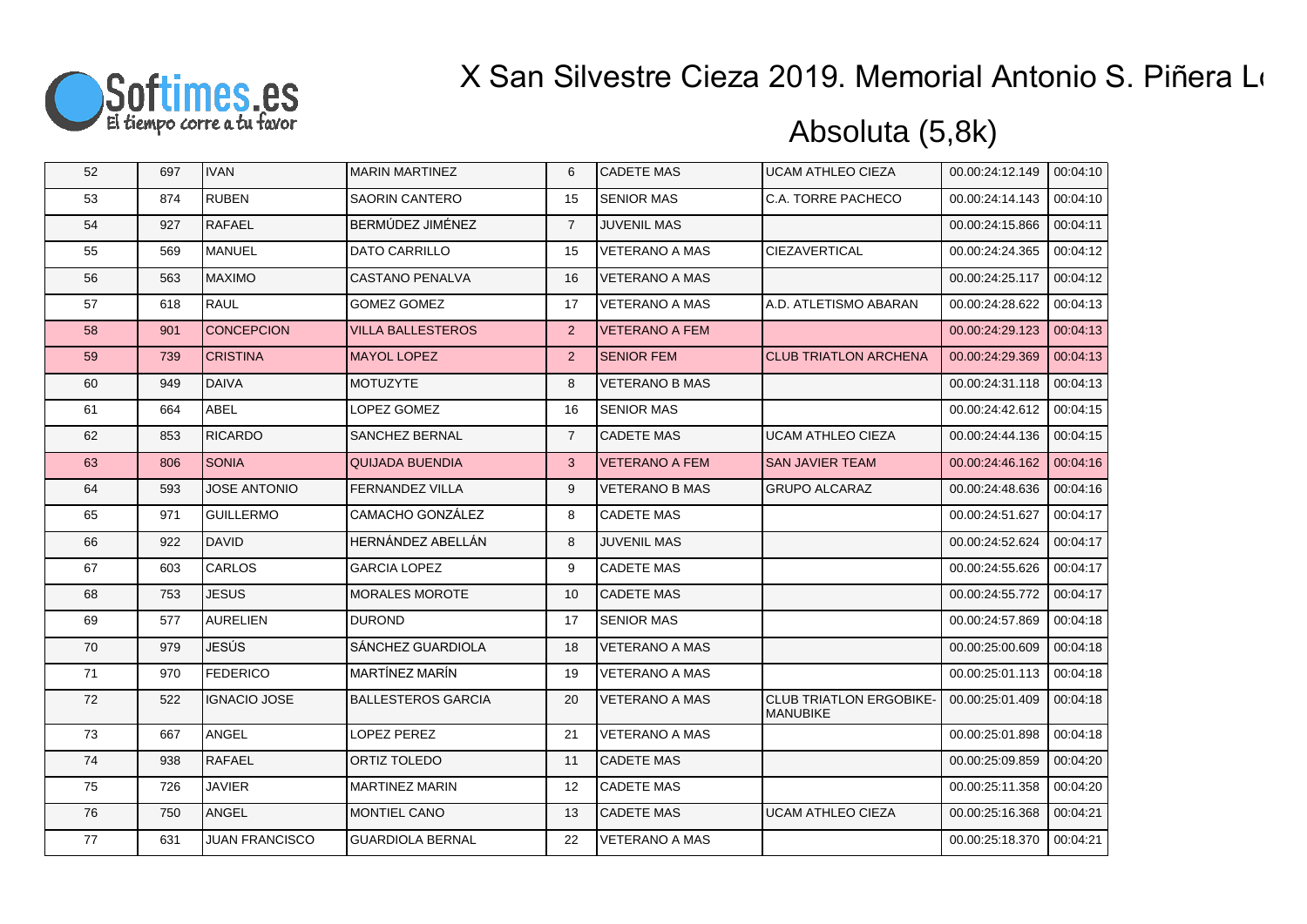# X San Silvestre Cieza 2019. Memorial Antonio S. Piñera L

## Absoluta (5,8k)

| | | | | | | | | |
|---|---|---|---|---|---|---|---|---|
| 52 | 697 | IVAN | MARIN MARTINEZ | 6 | CADETE MAS | UCAM ATHLEO CIEZA | 00.00:24:12.149 | 00:04:10 |
| 53 | 874 | RUBEN | SAORIN CANTERO | 15 | SENIOR MAS | C.A. TORRE PACHECO | 00.00:24:14.143 | 00:04:10 |
| 54 | 927 | RAFAEL | BERMÚDEZ JIMÉNEZ | 7 | JUVENIL MAS | | 00.00:24:15.866 | 00:04:11 |
| 55 | 569 | MANUEL | DATO CARRILLO | 15 | VETERANO A MAS | CIEZAVERTICAL | 00.00:24:24.365 | 00:04:12 |
| 56 | 563 | MAXIMO | CASTANO PENALVA | 16 | VETERANO A MAS | | 00.00:24:25.117 | 00:04:12 |
| 57 | 618 | RAUL | GOMEZ GOMEZ | 17 | VETERANO A MAS | A.D. ATLETISMO ABARAN | 00.00:24:28.622 | 00:04:13 |
| 58 | 901 | CONCEPCION | VILLA BALLESTEROS | 2 | VETERANO A FEM | | 00.00:24:29.123 | 00:04:13 |
| 59 | 739 | CRISTINA | MAYOL LOPEZ | 2 | SENIOR FEM | CLUB TRIATLON ARCHENA | 00.00:24:29.369 | 00:04:13 |
| 60 | 949 | DAIVA | MOTUZYTE | 8 | VETERANO B MAS | | 00.00:24:31.118 | 00:04:13 |
| 61 | 664 | ABEL | LOPEZ GOMEZ | 16 | SENIOR MAS | | 00.00:24:42.612 | 00:04:15 |
| 62 | 853 | RICARDO | SANCHEZ BERNAL | 7 | CADETE MAS | UCAM ATHLEO CIEZA | 00.00:24:44.136 | 00:04:15 |
| 63 | 806 | SONIA | QUIJADA BUENDIA | 3 | VETERANO A FEM | SAN JAVIER TEAM | 00.00:24:46.162 | 00:04:16 |
| 64 | 593 | JOSE ANTONIO | FERNANDEZ VILLA | 9 | VETERANO B MAS | GRUPO ALCARAZ | 00.00:24:48.636 | 00:04:16 |
| 65 | 971 | GUILLERMO | CAMACHO GONZÁLEZ | 8 | CADETE MAS | | 00.00:24:51.627 | 00:04:17 |
| 66 | 922 | DAVID | HERNÁNDEZ ABELLÁN | 8 | JUVENIL MAS | | 00.00:24:52.624 | 00:04:17 |
| 67 | 603 | CARLOS | GARCIA LOPEZ | 9 | CADETE MAS | | 00.00:24:55.626 | 00:04:17 |
| 68 | 753 | JESUS | MORALES MOROTE | 10 | CADETE MAS | | 00.00:24:55.772 | 00:04:17 |
| 69 | 577 | AURELIEN | DUROND | 17 | SENIOR MAS | | 00.00:24:57.869 | 00:04:18 |
| 70 | 979 | JESÚS | SÁNCHEZ GUARDIOLA | 18 | VETERANO A MAS | | 00.00:25:00.609 | 00:04:18 |
| 71 | 970 | FEDERICO | MARTÍNEZ MARÍN | 19 | VETERANO A MAS | | 00.00:25:01.113 | 00:04:18 |
| 72 | 522 | IGNACIO JOSE | BALLESTEROS GARCIA | 20 | VETERANO A MAS | CLUB TRIATLON ERGOBIKE-MANUBIKE | 00.00:25:01.409 | 00:04:18 |
| 73 | 667 | ANGEL | LOPEZ PEREZ | 21 | VETERANO A MAS | | 00.00:25:01.898 | 00:04:18 |
| 74 | 938 | RAFAEL | ORTIZ TOLEDO | 11 | CADETE MAS | | 00.00:25:09.859 | 00:04:20 |
| 75 | 726 | JAVIER | MARTINEZ MARIN | 12 | CADETE MAS | | 00.00:25:11.358 | 00:04:20 |
| 76 | 750 | ANGEL | MONTIEL CANO | 13 | CADETE MAS | UCAM ATHLEO CIEZA | 00.00:25:16.368 | 00:04:21 |
| 77 | 631 | JUAN FRANCISCO | GUARDIOLA BERNAL | 22 | VETERANO A MAS | | 00.00:25:18.370 | 00:04:21 |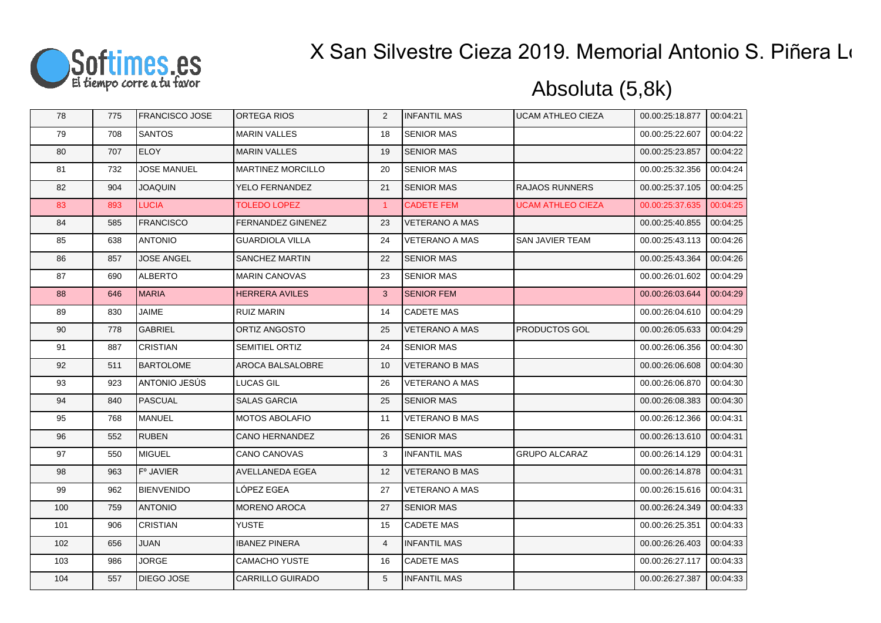# X San Silvestre Cieza 2019. Memorial Antonio S. Piñera L

## Absoluta (5,8k)

| | | | | | | | | |
|---|---|---|---|---|---|---|---|---|
| 78 | 775 | FRANCISCO JOSE | ORTEGA RIOS | 2 | INFANTIL MAS | UCAM ATHLEO CIEZA | 00.00:25:18.877 | 00:04:21 |
| 79 | 708 | SANTOS | MARIN VALLES | 18 | SENIOR MAS | | 00.00:25:22.607 | 00:04:22 |
| 80 | 707 | ELOY | MARIN VALLES | 19 | SENIOR MAS | | 00.00:25:23.857 | 00:04:22 |
| 81 | 732 | JOSE MANUEL | MARTINEZ MORCILLO | 20 | SENIOR MAS | | 00.00:25:32.356 | 00:04:24 |
| 82 | 904 | JOAQUIN | YELO FERNANDEZ | 21 | SENIOR MAS | RAJAOS RUNNERS | 00.00:25:37.105 | 00:04:25 |
| 83 | 893 | LUCIA | TOLEDO LOPEZ | 1 | CADETE FEM | UCAM ATHLEO CIEZA | 00.00:25:37.635 | 00:04:25 |
| 84 | 585 | FRANCISCO | FERNANDEZ GINENEZ | 23 | VETERANO A MAS | | 00.00:25:40.855 | 00:04:25 |
| 85 | 638 | ANTONIO | GUARDIOLA VILLA | 24 | VETERANO A MAS | SAN JAVIER TEAM | 00.00:25:43.113 | 00:04:26 |
| 86 | 857 | JOSE ANGEL | SANCHEZ MARTIN | 22 | SENIOR MAS | | 00.00:25:43.364 | 00:04:26 |
| 87 | 690 | ALBERTO | MARIN CANOVAS | 23 | SENIOR MAS | | 00.00:26:01.602 | 00:04:29 |
| 88 | 646 | MARIA | HERRERA AVILES | 3 | SENIOR FEM | | 00.00:26:03.644 | 00:04:29 |
| 89 | 830 | JAIME | RUIZ MARIN | 14 | CADETE MAS | | 00.00:26:04.610 | 00:04:29 |
| 90 | 778 | GABRIEL | ORTIZ ANGOSTO | 25 | VETERANO A MAS | PRODUCTOS GOL | 00.00:26:05.633 | 00:04:29 |
| 91 | 887 | CRISTIAN | SEMITIEL ORTIZ | 24 | SENIOR MAS | | 00.00:26:06.356 | 00:04:30 |
| 92 | 511 | BARTOLOME | AROCA BALSALOBRE | 10 | VETERANO B MAS | | 00.00:26:06.608 | 00:04:30 |
| 93 | 923 | ANTONIO JESÚS | LUCAS GIL | 26 | VETERANO A MAS | | 00.00:26:06.870 | 00:04:30 |
| 94 | 840 | PASCUAL | SALAS GARCIA | 25 | SENIOR MAS | | 00.00:26:08.383 | 00:04:30 |
| 95 | 768 | MANUEL | MOTOS ABOLAFIO | 11 | VETERANO B MAS | | 00.00:26:12.366 | 00:04:31 |
| 96 | 552 | RUBEN | CANO HERNANDEZ | 26 | SENIOR MAS | | 00.00:26:13.610 | 00:04:31 |
| 97 | 550 | MIGUEL | CANO CANOVAS | 3 | INFANTIL MAS | GRUPO ALCARAZ | 00.00:26:14.129 | 00:04:31 |
| 98 | 963 | Fº JAVIER | AVELLANEDA EGEA | 12 | VETERANO B MAS | | 00.00:26:14.878 | 00:04:31 |
| 99 | 962 | BIENVENIDO | LÓPEZ EGEA | 27 | VETERANO A MAS | | 00.00:26:15.616 | 00:04:31 |
| 100 | 759 | ANTONIO | MORENO AROCA | 27 | SENIOR MAS | | 00.00:26:24.349 | 00:04:33 |
| 101 | 906 | CRISTIAN | YUSTE | 15 | CADETE MAS | | 00.00:26:25.351 | 00:04:33 |
| 102 | 656 | JUAN | IBANEZ PINERA | 4 | INFANTIL MAS | | 00.00:26:26.403 | 00:04:33 |
| 103 | 986 | JORGE | CAMACHO YUSTE | 16 | CADETE MAS | | 00.00:26:27.117 | 00:04:33 |
| 104 | 557 | DIEGO JOSE | CARRILLO GUIRADO | 5 | INFANTIL MAS | | 00.00:26:27.387 | 00:04:33 |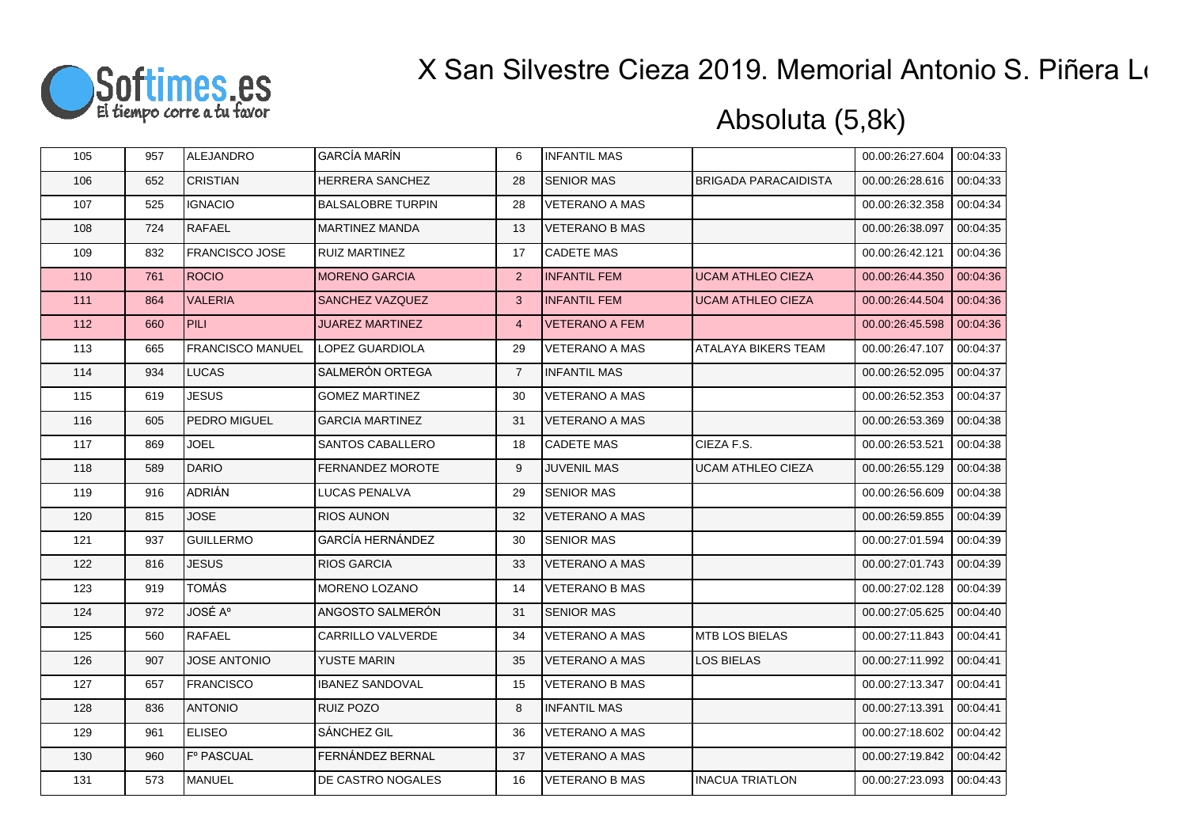# X San Silvestre Cieza 2019. Memorial Antonio S. Piñera L

## Absoluta (5,8k)

| | | | | | | | | |
|---|---|---|---|---|---|---|---|---|
| 105 | 957 | ALEJANDRO | GARCÍA MARÍN | 6 | INFANTIL MAS | | 00.00:26:27.604 | 00:04:33 |
| 106 | 652 | CRISTIAN | HERRERA SANCHEZ | 28 | SENIOR MAS | BRIGADA PARACAIDISTA | 00.00:26:28.616 | 00:04:33 |
| 107 | 525 | IGNACIO | BALSALOBRE TURPIN | 28 | VETERANO A MAS | | 00.00:26:32.358 | 00:04:34 |
| 108 | 724 | RAFAEL | MARTINEZ MANDA | 13 | VETERANO B MAS | | 00.00:26:38.097 | 00:04:35 |
| 109 | 832 | FRANCISCO JOSE | RUIZ MARTINEZ | 17 | CADETE MAS | | 00.00:26:42.121 | 00:04:36 |
| 110 | 761 | ROCIO | MORENO GARCIA | 2 | INFANTIL FEM | UCAM ATHLEO CIEZA | 00.00:26:44.350 | 00:04:36 |
| 111 | 864 | VALERIA | SANCHEZ VAZQUEZ | 3 | INFANTIL FEM | UCAM ATHLEO CIEZA | 00.00:26:44.504 | 00:04:36 |
| 112 | 660 | PILI | JUAREZ MARTINEZ | 4 | VETERANO A FEM | | 00.00:26:45.598 | 00:04:36 |
| 113 | 665 | FRANCISCO MANUEL | LOPEZ GUARDIOLA | 29 | VETERANO A MAS | ATALAYA BIKERS TEAM | 00.00:26:47.107 | 00:04:37 |
| 114 | 934 | LUCAS | SALMERÓN ORTEGA | 7 | INFANTIL MAS | | 00.00:26:52.095 | 00:04:37 |
| 115 | 619 | JESUS | GOMEZ MARTINEZ | 30 | VETERANO A MAS | | 00.00:26:52.353 | 00:04:37 |
| 116 | 605 | PEDRO MIGUEL | GARCIA MARTINEZ | 31 | VETERANO A MAS | | 00.00:26:53.369 | 00:04:38 |
| 117 | 869 | JOEL | SANTOS CABALLERO | 18 | CADETE MAS | CIEZA F.S. | 00.00:26:53.521 | 00:04:38 |
| 118 | 589 | DARIO | FERNANDEZ MOROTE | 9 | JUVENIL MAS | UCAM ATHLEO CIEZA | 00.00:26:55.129 | 00:04:38 |
| 119 | 916 | ADRIÁN | LUCAS PENALVA | 29 | SENIOR MAS | | 00.00:26:56.609 | 00:04:38 |
| 120 | 815 | JOSE | RIOS AUNON | 32 | VETERANO A MAS | | 00.00:26:59.855 | 00:04:39 |
| 121 | 937 | GUILLERMO | GARCÍA HERNÁNDEZ | 30 | SENIOR MAS | | 00.00:27:01.594 | 00:04:39 |
| 122 | 816 | JESUS | RIOS GARCIA | 33 | VETERANO A MAS | | 00.00:27:01.743 | 00:04:39 |
| 123 | 919 | TOMÁS | MORENO LOZANO | 14 | VETERANO B MAS | | 00.00:27:02.128 | 00:04:39 |
| 124 | 972 | JOSÉ Aº | ANGOSTO SALMERÓN | 31 | SENIOR MAS | | 00.00:27:05.625 | 00:04:40 |
| 125 | 560 | RAFAEL | CARRILLO VALVERDE | 34 | VETERANO A MAS | MTB LOS BIELAS | 00.00:27:11.843 | 00:04:41 |
| 126 | 907 | JOSE ANTONIO | YUSTE MARIN | 35 | VETERANO A MAS | LOS BIELAS | 00.00:27:11.992 | 00:04:41 |
| 127 | 657 | FRANCISCO | IBANEZ SANDOVAL | 15 | VETERANO B MAS | | 00.00:27:13.347 | 00:04:41 |
| 128 | 836 | ANTONIO | RUIZ POZO | 8 | INFANTIL MAS | | 00.00:27:13.391 | 00:04:41 |
| 129 | 961 | ELISEO | SÁNCHEZ GIL | 36 | VETERANO A MAS | | 00.00:27:18.602 | 00:04:42 |
| 130 | 960 | Fº PASCUAL | FERNÁNDEZ BERNAL | 37 | VETERANO A MAS | | 00.00:27:19.842 | 00:04:42 |
| 131 | 573 | MANUEL | DE CASTRO NOGALES | 16 | VETERANO B MAS | INACUA TRIATLON | 00.00:27:23.093 | 00:04:43 |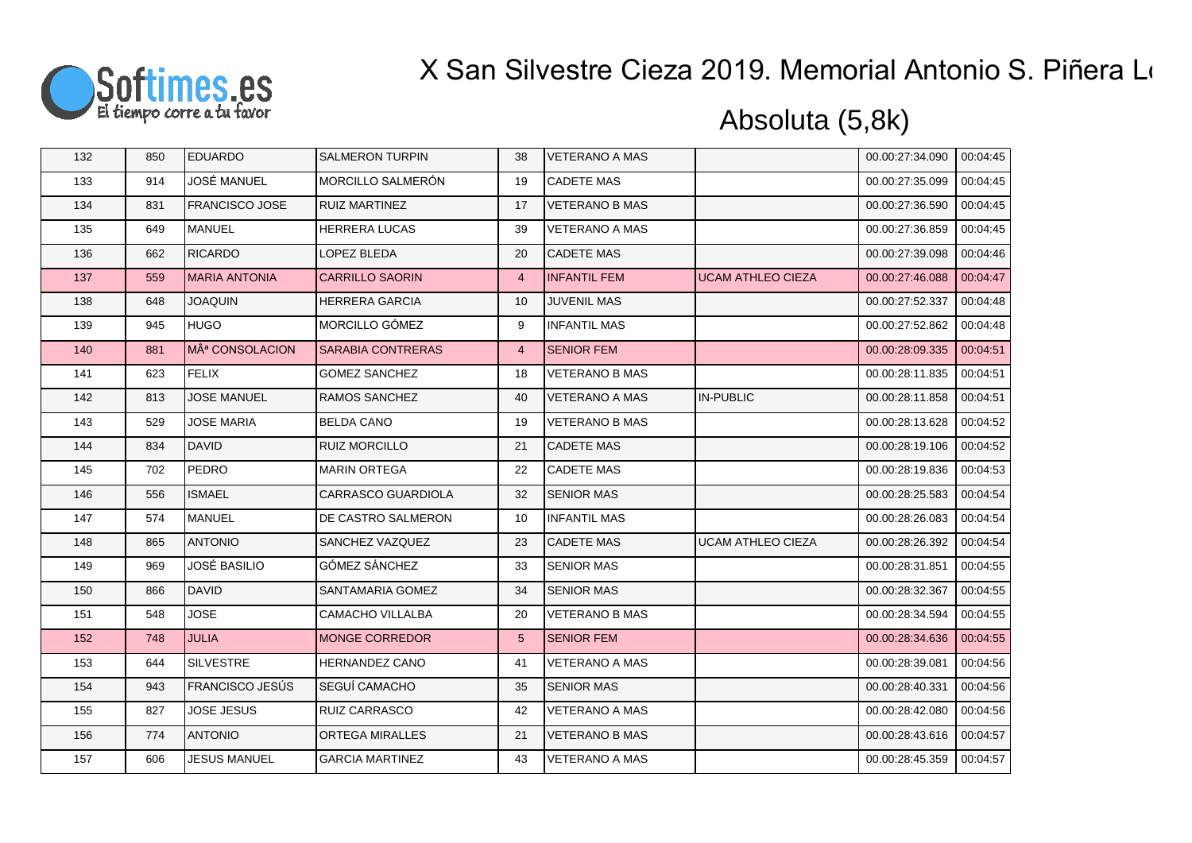# X San Silvestre Cieza 2019. Memorial Antonio S. Piñera L

## Absoluta (5,8k)

| | | | | | | | | |
|---|---|---|---|---|---|---|---|---|
| 132 | 850 | EDUARDO | SALMERON TURPIN | 38 | VETERANO A MAS | | 00.00:27:34.090 | 00:04:45 |
| 133 | 914 | JOSÉ MANUEL | MORCILLO SALMERÓN | 19 | CADETE MAS | | 00.00:27:35.099 | 00:04:45 |
| 134 | 831 | FRANCISCO JOSE | RUIZ MARTINEZ | 17 | VETERANO B MAS | | 00.00:27:36.590 | 00:04:45 |
| 135 | 649 | MANUEL | HERRERA LUCAS | 39 | VETERANO A MAS | | 00.00:27:36.859 | 00:04:45 |
| 136 | 662 | RICARDO | LOPEZ BLEDA | 20 | CADETE MAS | | 00.00:27:39.098 | 00:04:46 |
| 137 | 559 | MARIA ANTONIA | CARRILLO SAORIN | 4 | INFANTIL FEM | UCAM ATHLEO CIEZA | 00.00:27:46.088 | 00:04:47 |
| 138 | 648 | JOAQUIN | HERRERA GARCIA | 10 | JUVENIL MAS | | 00.00:27:52.337 | 00:04:48 |
| 139 | 945 | HUGO | MORCILLO GÓMEZ | 9 | INFANTIL MAS | | 00.00:27:52.862 | 00:04:48 |
| 140 | 881 | MÂª CONSOLACION | SARABIA CONTRERAS | 4 | SENIOR FEM | | 00.00:28:09.335 | 00:04:51 |
| 141 | 623 | FELIX | GOMEZ SANCHEZ | 18 | VETERANO B MAS | | 00.00:28:11.835 | 00:04:51 |
| 142 | 813 | JOSE MANUEL | RAMOS SANCHEZ | 40 | VETERANO A MAS | IN-PUBLIC | 00.00:28:11.858 | 00:04:51 |
| 143 | 529 | JOSE MARIA | BELDA CANO | 19 | VETERANO B MAS | | 00.00:28:13.628 | 00:04:52 |
| 144 | 834 | DAVID | RUIZ MORCILLO | 21 | CADETE MAS | | 00.00:28:19.106 | 00:04:52 |
| 145 | 702 | PEDRO | MARIN ORTEGA | 22 | CADETE MAS | | 00.00:28:19.836 | 00:04:53 |
| 146 | 556 | ISMAEL | CARRASCO GUARDIOLA | 32 | SENIOR MAS | | 00.00:28:25.583 | 00:04:54 |
| 147 | 574 | MANUEL | DE CASTRO SALMERON | 10 | INFANTIL MAS | | 00.00:28:26.083 | 00:04:54 |
| 148 | 865 | ANTONIO | SANCHEZ VAZQUEZ | 23 | CADETE MAS | UCAM ATHLEO CIEZA | 00.00:28:26.392 | 00:04:54 |
| 149 | 969 | JOSÉ BASILIO | GÓMEZ SÁNCHEZ | 33 | SENIOR MAS | | 00.00:28:31.851 | 00:04:55 |
| 150 | 866 | DAVID | SANTAMARIA GOMEZ | 34 | SENIOR MAS | | 00.00:28:32.367 | 00:04:55 |
| 151 | 548 | JOSE | CAMACHO VILLALBA | 20 | VETERANO B MAS | | 00.00:28:34.594 | 00:04:55 |
| 152 | 748 | JULIA | MONGE CORREDOR | 5 | SENIOR FEM | | 00.00:28:34.636 | 00:04:55 |
| 153 | 644 | SILVESTRE | HERNANDEZ CANO | 41 | VETERANO A MAS | | 00.00:28:39.081 | 00:04:56 |
| 154 | 943 | FRANCISCO JESÚS | SEGUÍ CAMACHO | 35 | SENIOR MAS | | 00.00:28:40.331 | 00:04:56 |
| 155 | 827 | JOSE JESUS | RUIZ CARRASCO | 42 | VETERANO A MAS | | 00.00:28:42.080 | 00:04:56 |
| 156 | 774 | ANTONIO | ORTEGA MIRALLES | 21 | VETERANO B MAS | | 00.00:28:43.616 | 00:04:57 |
| 157 | 606 | JESUS MANUEL | GARCIA MARTINEZ | 43 | VETERANO A MAS | | 00.00:28:45.359 | 00:04:57 |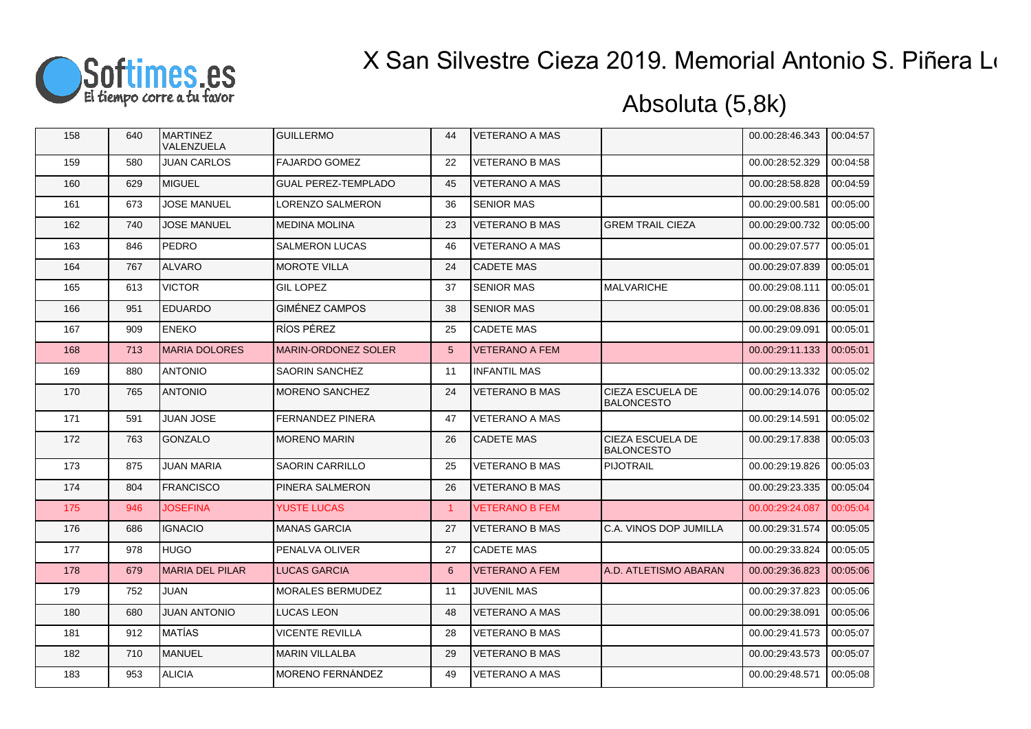# X San Silvestre Cieza 2019. Memorial Antonio S. Piñera L

## Absoluta (5,8k)

| | | | | | | | | |
|---|---|---|---|---|---|---|---|---|
| 158 | 640 | MARTINEZ VALENZUELA | GUILLERMO | 44 | VETERANO A MAS | | 00.00:28:46.343 | 00:04:57 |
| 159 | 580 | JUAN CARLOS | FAJARDO GOMEZ | 22 | VETERANO B MAS | | 00.00:28:52.329 | 00:04:58 |
| 160 | 629 | MIGUEL | GUAL PEREZ-TEMPLADO | 45 | VETERANO A MAS | | 00.00:28:58.828 | 00:04:59 |
| 161 | 673 | JOSE MANUEL | LORENZO SALMERON | 36 | SENIOR MAS | | 00.00:29:00.581 | 00:05:00 |
| 162 | 740 | JOSE MANUEL | MEDINA MOLINA | 23 | VETERANO B MAS | GREM TRAIL CIEZA | 00.00:29:00.732 | 00:05:00 |
| 163 | 846 | PEDRO | SALMERON LUCAS | 46 | VETERANO A MAS | | 00.00:29:07.577 | 00:05:01 |
| 164 | 767 | ALVARO | MOROTE VILLA | 24 | CADETE MAS | | 00.00:29:07.839 | 00:05:01 |
| 165 | 613 | VICTOR | GIL LOPEZ | 37 | SENIOR MAS | MALVARICHE | 00.00:29:08.111 | 00:05:01 |
| 166 | 951 | EDUARDO | GIMÉNEZ CAMPOS | 38 | SENIOR MAS | | 00.00:29:08.836 | 00:05:01 |
| 167 | 909 | ENEKO | RÍOS PÉREZ | 25 | CADETE MAS | | 00.00:29:09.091 | 00:05:01 |
| 168 | 713 | MARIA DOLORES | MARIN-ORDONEZ SOLER | 5 | VETERANO A FEM | | 00.00:29:11.133 | 00:05:01 |
| 169 | 880 | ANTONIO | SAORIN SANCHEZ | 11 | INFANTIL MAS | | 00.00:29:13.332 | 00:05:02 |
| 170 | 765 | ANTONIO | MORENO SANCHEZ | 24 | VETERANO B MAS | CIEZA ESCUELA DE BALONCESTO | 00.00:29:14.076 | 00:05:02 |
| 171 | 591 | JUAN JOSE | FERNANDEZ PINERA | 47 | VETERANO A MAS | | 00.00:29:14.591 | 00:05:02 |
| 172 | 763 | GONZALO | MORENO MARIN | 26 | CADETE MAS | CIEZA ESCUELA DE BALONCESTO | 00.00:29:17.838 | 00:05:03 |
| 173 | 875 | JUAN MARIA | SAORIN CARRILLO | 25 | VETERANO B MAS | PIJOTRAIL | 00.00:29:19.826 | 00:05:03 |
| 174 | 804 | FRANCISCO | PINERA SALMERON | 26 | VETERANO B MAS | | 00.00:29:23.335 | 00:05:04 |
| 175 | 946 | JOSEFINA | YUSTE LUCAS | 1 | VETERANO B FEM | | 00.00:29:24.087 | 00:05:04 |
| 176 | 686 | IGNACIO | MANAS GARCIA | 27 | VETERANO B MAS | C.A. VINOS DOP JUMILLA | 00.00:29:31.574 | 00:05:05 |
| 177 | 978 | HUGO | PENALVA OLIVER | 27 | CADETE MAS | | 00.00:29:33.824 | 00:05:05 |
| 178 | 679 | MARIA DEL PILAR | LUCAS GARCIA | 6 | VETERANO A FEM | A.D. ATLETISMO ABARAN | 00.00:29:36.823 | 00:05:06 |
| 179 | 752 | JUAN | MORALES BERMUDEZ | 11 | JUVENIL MAS | | 00.00:29:37.823 | 00:05:06 |
| 180 | 680 | JUAN ANTONIO | LUCAS LEON | 48 | VETERANO A MAS | | 00.00:29:38.091 | 00:05:06 |
| 181 | 912 | MATÍAS | VICENTE REVILLA | 28 | VETERANO B MAS | | 00.00:29:41.573 | 00:05:07 |
| 182 | 710 | MANUEL | MARIN VILLALBA | 29 | VETERANO B MAS | | 00.00:29:43.573 | 00:05:07 |
| 183 | 953 | ALICIA | MORENO FERNÁNDEZ | 49 | VETERANO A MAS | | 00.00:29:48.571 | 00:05:08 |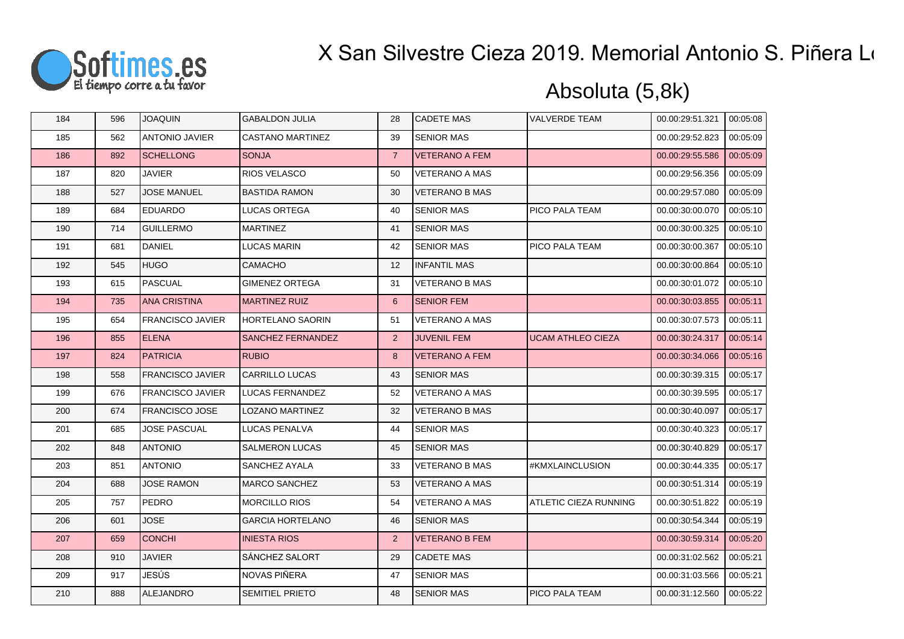# X San Silvestre Cieza 2019. Memorial Antonio S. Piñera L

## Absoluta (5,8k)

| | | | | | | | | |
|---|---|---|---|---|---|---|---|---|
| 184 | 596 | JOAQUIN | GABALDON JULIA | 28 | CADETE MAS | VALVERDE TEAM | 00.00:29:51.321 | 00:05:08 |
| 185 | 562 | ANTONIO JAVIER | CASTANO MARTINEZ | 39 | SENIOR MAS | | 00.00:29:52.823 | 00:05:09 |
| 186 | 892 | SCHELLONG | SONJA | 7 | VETERANO A FEM | | 00.00:29:55.586 | 00:05:09 |
| 187 | 820 | JAVIER | RIOS VELASCO | 50 | VETERANO A MAS | | 00.00:29:56.356 | 00:05:09 |
| 188 | 527 | JOSE MANUEL | BASTIDA RAMON | 30 | VETERANO B MAS | | 00.00:29:57.080 | 00:05:09 |
| 189 | 684 | EDUARDO | LUCAS ORTEGA | 40 | SENIOR MAS | PICO PALA TEAM | 00.00:30:00.070 | 00:05:10 |
| 190 | 714 | GUILLERMO | MARTINEZ | 41 | SENIOR MAS | | 00.00:30:00.325 | 00:05:10 |
| 191 | 681 | DANIEL | LUCAS MARIN | 42 | SENIOR MAS | PICO PALA TEAM | 00.00:30:00.367 | 00:05:10 |
| 192 | 545 | HUGO | CAMACHO | 12 | INFANTIL MAS | | 00.00:30:00.864 | 00:05:10 |
| 193 | 615 | PASCUAL | GIMENEZ ORTEGA | 31 | VETERANO B MAS | | 00.00:30:01.072 | 00:05:10 |
| 194 | 735 | ANA CRISTINA | MARTINEZ RUIZ | 6 | SENIOR FEM | | 00.00:30:03.855 | 00:05:11 |
| 195 | 654 | FRANCISCO JAVIER | HORTELANO SAORIN | 51 | VETERANO A MAS | | 00.00:30:07.573 | 00:05:11 |
| 196 | 855 | ELENA | SANCHEZ FERNANDEZ | 2 | JUVENIL FEM | UCAM ATHLEO CIEZA | 00.00:30:24.317 | 00:05:14 |
| 197 | 824 | PATRICIA | RUBIO | 8 | VETERANO A FEM | | 00.00:30:34.066 | 00:05:16 |
| 198 | 558 | FRANCISCO JAVIER | CARRILLO LUCAS | 43 | SENIOR MAS | | 00.00:30:39.315 | 00:05:17 |
| 199 | 676 | FRANCISCO JAVIER | LUCAS FERNANDEZ | 52 | VETERANO A MAS | | 00.00:30:39.595 | 00:05:17 |
| 200 | 674 | FRANCISCO JOSE | LOZANO MARTINEZ | 32 | VETERANO B MAS | | 00.00:30:40.097 | 00:05:17 |
| 201 | 685 | JOSE PASCUAL | LUCAS PENALVA | 44 | SENIOR MAS | | 00.00:30:40.323 | 00:05:17 |
| 202 | 848 | ANTONIO | SALMERON LUCAS | 45 | SENIOR MAS | | 00.00:30:40.829 | 00:05:17 |
| 203 | 851 | ANTONIO | SANCHEZ AYALA | 33 | VETERANO B MAS | #KMXLAINCLUSION | 00.00:30:44.335 | 00:05:17 |
| 204 | 688 | JOSE RAMON | MARCO SANCHEZ | 53 | VETERANO A MAS | | 00.00:30:51.314 | 00:05:19 |
| 205 | 757 | PEDRO | MORCILLO RIOS | 54 | VETERANO A MAS | ATLETIC CIEZA RUNNING | 00.00:30:51.822 | 00:05:19 |
| 206 | 601 | JOSE | GARCIA HORTELANO | 46 | SENIOR MAS | | 00.00:30:54.344 | 00:05:19 |
| 207 | 659 | CONCHI | INIESTA RIOS | 2 | VETERANO B FEM | | 00.00:30:59.314 | 00:05:20 |
| 208 | 910 | JAVIER | SÁNCHEZ SALORT | 29 | CADETE MAS | | 00.00:31:02.562 | 00:05:21 |
| 209 | 917 | JESÚS | NOVAS PIÑERA | 47 | SENIOR MAS | | 00.00:31:03.566 | 00:05:21 |
| 210 | 888 | ALEJANDRO | SEMITIEL PRIETO | 48 | SENIOR MAS | PICO PALA TEAM | 00.00:31:12.560 | 00:05:22 |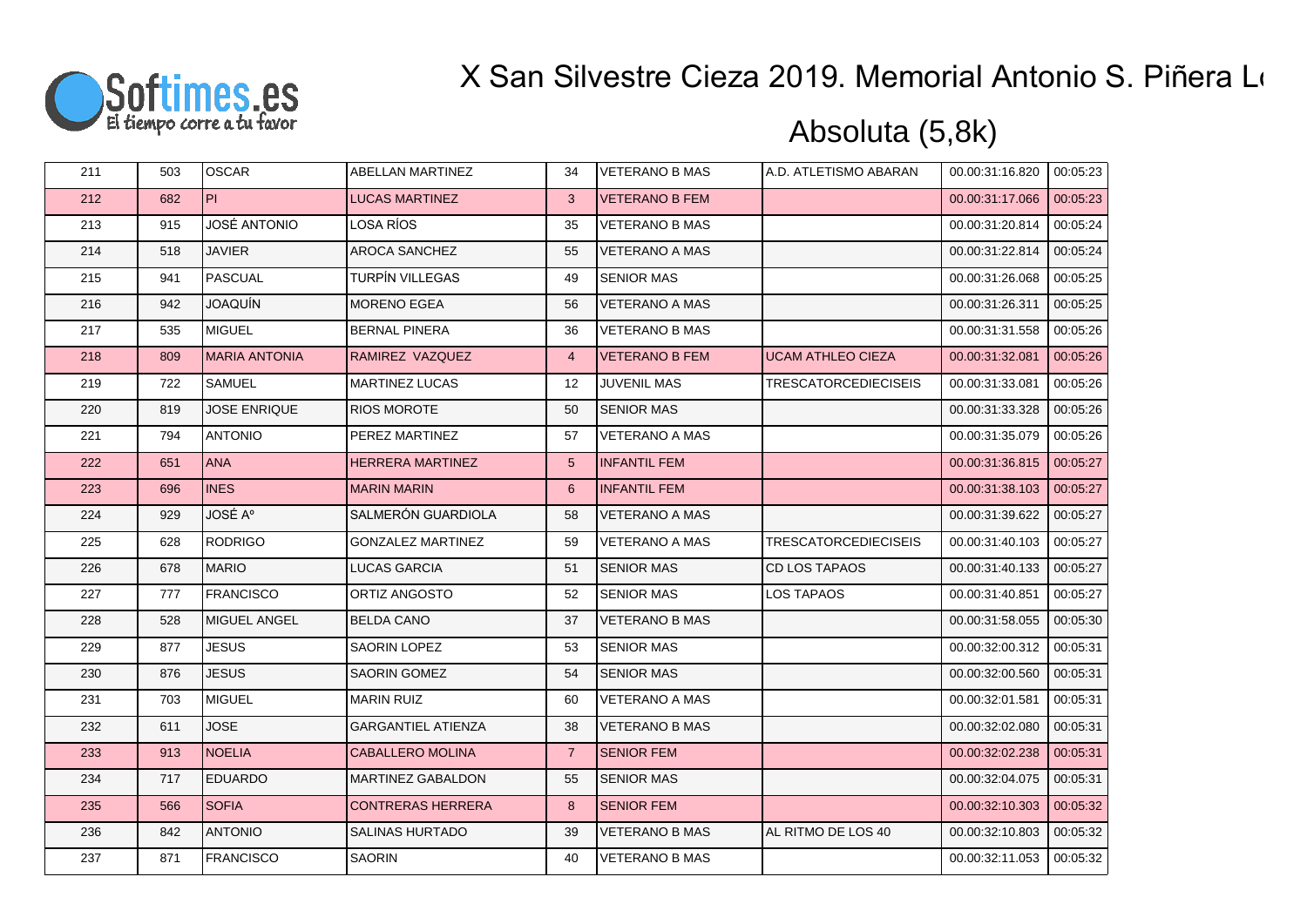# X San Silvestre Cieza 2019. Memorial Antonio S. Piñera L

## Absoluta (5,8k)

| | | | | | | | | |
|---|---|---|---|---|---|---|---|---|
| 211 | 503 | OSCAR | ABELLAN MARTINEZ | 34 | VETERANO B MAS | A.D. ATLETISMO ABARAN | 00.00:31:16.820 | 00:05:23 |
| 212 | 682 | PI | LUCAS MARTINEZ | 3 | VETERANO B FEM | | 00.00:31:17.066 | 00:05:23 |
| 213 | 915 | JOSÉ ANTONIO | LOSA RÍOS | 35 | VETERANO B MAS | | 00.00:31:20.814 | 00:05:24 |
| 214 | 518 | JAVIER | AROCA SANCHEZ | 55 | VETERANO A MAS | | 00.00:31:22.814 | 00:05:24 |
| 215 | 941 | PASCUAL | TURPÍN VILLEGAS | 49 | SENIOR MAS | | 00.00:31:26.068 | 00:05:25 |
| 216 | 942 | JOAQUÍN | MORENO EGEA | 56 | VETERANO A MAS | | 00.00:31:26.311 | 00:05:25 |
| 217 | 535 | MIGUEL | BERNAL PINERA | 36 | VETERANO B MAS | | 00.00:31:31.558 | 00:05:26 |
| 218 | 809 | MARIA ANTONIA | RAMIREZ VAZQUEZ | 4 | VETERANO B FEM | UCAM ATHLEO CIEZA | 00.00:31:32.081 | 00:05:26 |
| 219 | 722 | SAMUEL | MARTINEZ LUCAS | 12 | JUVENIL MAS | TRESCATORCEDIECISEIS | 00.00:31:33.081 | 00:05:26 |
| 220 | 819 | JOSE ENRIQUE | RIOS MOROTE | 50 | SENIOR MAS | | 00.00:31:33.328 | 00:05:26 |
| 221 | 794 | ANTONIO | PEREZ MARTINEZ | 57 | VETERANO A MAS | | 00.00:31:35.079 | 00:05:26 |
| 222 | 651 | ANA | HERRERA MARTINEZ | 5 | INFANTIL FEM | | 00.00:31:36.815 | 00:05:27 |
| 223 | 696 | INES | MARIN MARIN | 6 | INFANTIL FEM | | 00.00:31:38.103 | 00:05:27 |
| 224 | 929 | JOSÉ Aº | SALMERÓN GUARDIOLA | 58 | VETERANO A MAS | | 00.00:31:39.622 | 00:05:27 |
| 225 | 628 | RODRIGO | GONZALEZ MARTINEZ | 59 | VETERANO A MAS | TRESCATORCEDIECISEIS | 00.00:31:40.103 | 00:05:27 |
| 226 | 678 | MARIO | LUCAS GARCIA | 51 | SENIOR MAS | CD LOS TAPAOS | 00.00:31:40.133 | 00:05:27 |
| 227 | 777 | FRANCISCO | ORTIZ ANGOSTO | 52 | SENIOR MAS | LOS TAPAOS | 00.00:31:40.851 | 00:05:27 |
| 228 | 528 | MIGUEL ANGEL | BELDA CANO | 37 | VETERANO B MAS | | 00.00:31:58.055 | 00:05:30 |
| 229 | 877 | JESUS | SAORIN LOPEZ | 53 | SENIOR MAS | | 00.00:32:00.312 | 00:05:31 |
| 230 | 876 | JESUS | SAORIN GOMEZ | 54 | SENIOR MAS | | 00.00:32:00.560 | 00:05:31 |
| 231 | 703 | MIGUEL | MARIN RUIZ | 60 | VETERANO A MAS | | 00.00:32:01.581 | 00:05:31 |
| 232 | 611 | JOSE | GARGANTIEL ATIENZA | 38 | VETERANO B MAS | | 00.00:32:02.080 | 00:05:31 |
| 233 | 913 | NOELIA | CABALLERO MOLINA | 7 | SENIOR FEM | | 00.00:32:02.238 | 00:05:31 |
| 234 | 717 | EDUARDO | MARTINEZ GABALDON | 55 | SENIOR MAS | | 00.00:32:04.075 | 00:05:31 |
| 235 | 566 | SOFIA | CONTRERAS HERRERA | 8 | SENIOR FEM | | 00.00:32:10.303 | 00:05:32 |
| 236 | 842 | ANTONIO | SALINAS HURTADO | 39 | VETERANO B MAS | AL RITMO DE LOS 40 | 00.00:32:10.803 | 00:05:32 |
| 237 | 871 | FRANCISCO | SAORIN | 40 | VETERANO B MAS | | 00.00:32:11.053 | 00:05:32 |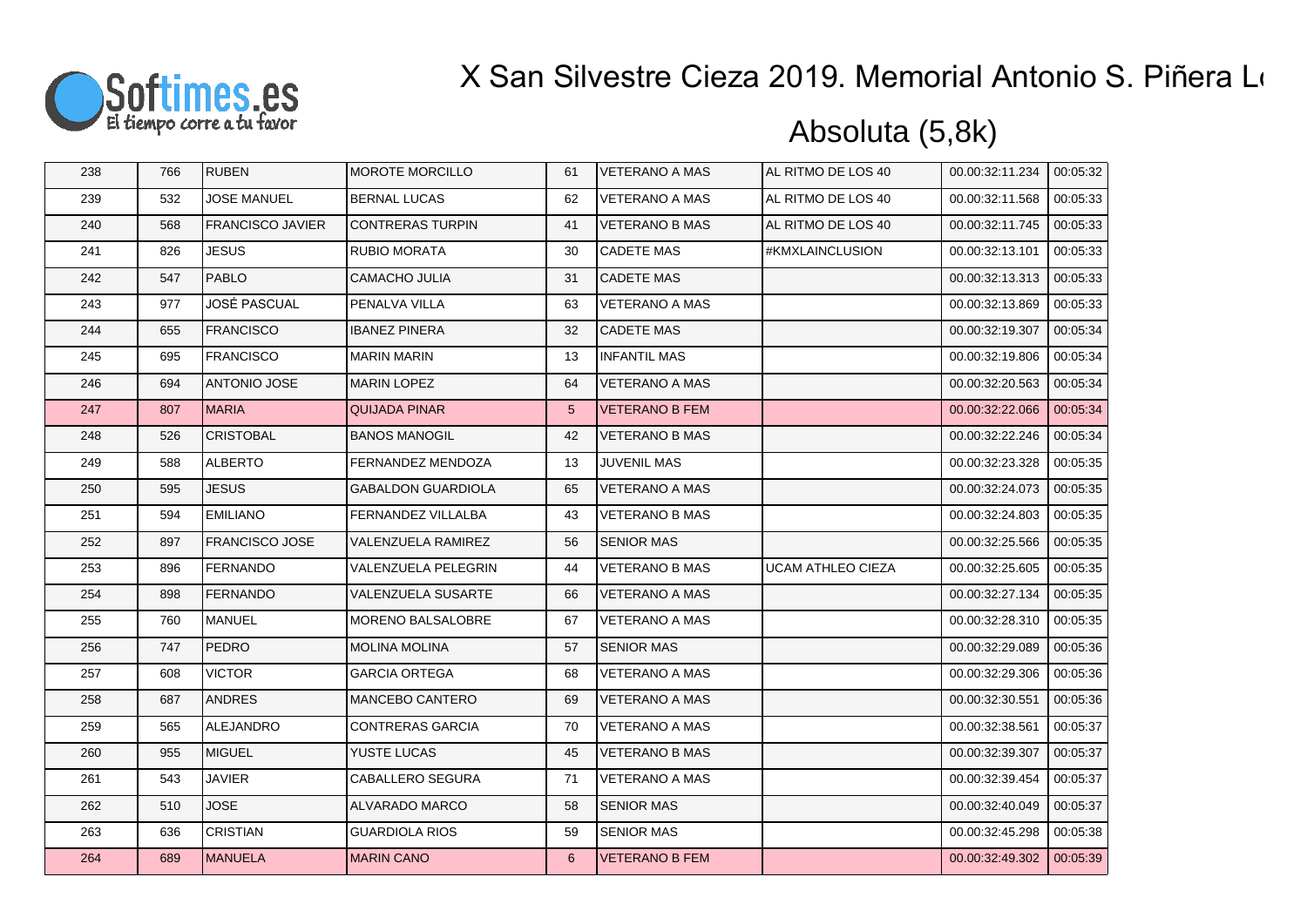# X San Silvestre Cieza 2019. Memorial Antonio S. Piñera L

## Absoluta (5,8k)

| | | | | | | | | |
|---|---|---|---|---|---|---|---|---|
| 238 | 766 | RUBEN | MOROTE MORCILLO | 61 | VETERANO A MAS | AL RITMO DE LOS 40 | 00.00:32:11.234 | 00:05:32 |
| 239 | 532 | JOSE MANUEL | BERNAL LUCAS | 62 | VETERANO A MAS | AL RITMO DE LOS 40 | 00.00:32:11.568 | 00:05:33 |
| 240 | 568 | FRANCISCO JAVIER | CONTRERAS TURPIN | 41 | VETERANO B MAS | AL RITMO DE LOS 40 | 00.00:32:11.745 | 00:05:33 |
| 241 | 826 | JESUS | RUBIO MORATA | 30 | CADETE MAS | #KMXLAINCLUSION | 00.00:32:13.101 | 00:05:33 |
| 242 | 547 | PABLO | CAMACHO JULIA | 31 | CADETE MAS | | 00.00:32:13.313 | 00:05:33 |
| 243 | 977 | JOSÉ PASCUAL | PENALVA VILLA | 63 | VETERANO A MAS | | 00.00:32:13.869 | 00:05:33 |
| 244 | 655 | FRANCISCO | IBANEZ PINERA | 32 | CADETE MAS | | 00.00:32:19.307 | 00:05:34 |
| 245 | 695 | FRANCISCO | MARIN MARIN | 13 | INFANTIL MAS | | 00.00:32:19.806 | 00:05:34 |
| 246 | 694 | ANTONIO JOSE | MARIN LOPEZ | 64 | VETERANO A MAS | | 00.00:32:20.563 | 00:05:34 |
| 247 | 807 | MARIA | QUIJADA PINAR | 5 | VETERANO B FEM | | 00.00:32:22.066 | 00:05:34 |
| 248 | 526 | CRISTOBAL | BANOS MANOGIL | 42 | VETERANO B MAS | | 00.00:32:22.246 | 00:05:34 |
| 249 | 588 | ALBERTO | FERNANDEZ MENDOZA | 13 | JUVENIL MAS | | 00.00:32:23.328 | 00:05:35 |
| 250 | 595 | JESUS | GABALDON GUARDIOLA | 65 | VETERANO A MAS | | 00.00:32:24.073 | 00:05:35 |
| 251 | 594 | EMILIANO | FERNANDEZ VILLALBA | 43 | VETERANO B MAS | | 00.00:32:24.803 | 00:05:35 |
| 252 | 897 | FRANCISCO JOSE | VALENZUELA RAMIREZ | 56 | SENIOR MAS | | 00.00:32:25.566 | 00:05:35 |
| 253 | 896 | FERNANDO | VALENZUELA PELEGRIN | 44 | VETERANO B MAS | UCAM ATHLEO CIEZA | 00.00:32:25.605 | 00:05:35 |
| 254 | 898 | FERNANDO | VALENZUELA SUSARTE | 66 | VETERANO A MAS | | 00.00:32:27.134 | 00:05:35 |
| 255 | 760 | MANUEL | MORENO BALSALOBRE | 67 | VETERANO A MAS | | 00.00:32:28.310 | 00:05:35 |
| 256 | 747 | PEDRO | MOLINA MOLINA | 57 | SENIOR MAS | | 00.00:32:29.089 | 00:05:36 |
| 257 | 608 | VICTOR | GARCIA ORTEGA | 68 | VETERANO A MAS | | 00.00:32:29.306 | 00:05:36 |
| 258 | 687 | ANDRES | MANCEBO CANTERO | 69 | VETERANO A MAS | | 00.00:32:30.551 | 00:05:36 |
| 259 | 565 | ALEJANDRO | CONTRERAS GARCIA | 70 | VETERANO A MAS | | 00.00:32:38.561 | 00:05:37 |
| 260 | 955 | MIGUEL | YUSTE LUCAS | 45 | VETERANO B MAS | | 00.00:32:39.307 | 00:05:37 |
| 261 | 543 | JAVIER | CABALLERO SEGURA | 71 | VETERANO A MAS | | 00.00:32:39.454 | 00:05:37 |
| 262 | 510 | JOSE | ALVARADO MARCO | 58 | SENIOR MAS | | 00.00:32:40.049 | 00:05:37 |
| 263 | 636 | CRISTIAN | GUARDIOLA RIOS | 59 | SENIOR MAS | | 00.00:32:45.298 | 00:05:38 |
| 264 | 689 | MANUELA | MARIN CANO | 6 | VETERANO B FEM | | 00.00:32:49.302 | 00:05:39 |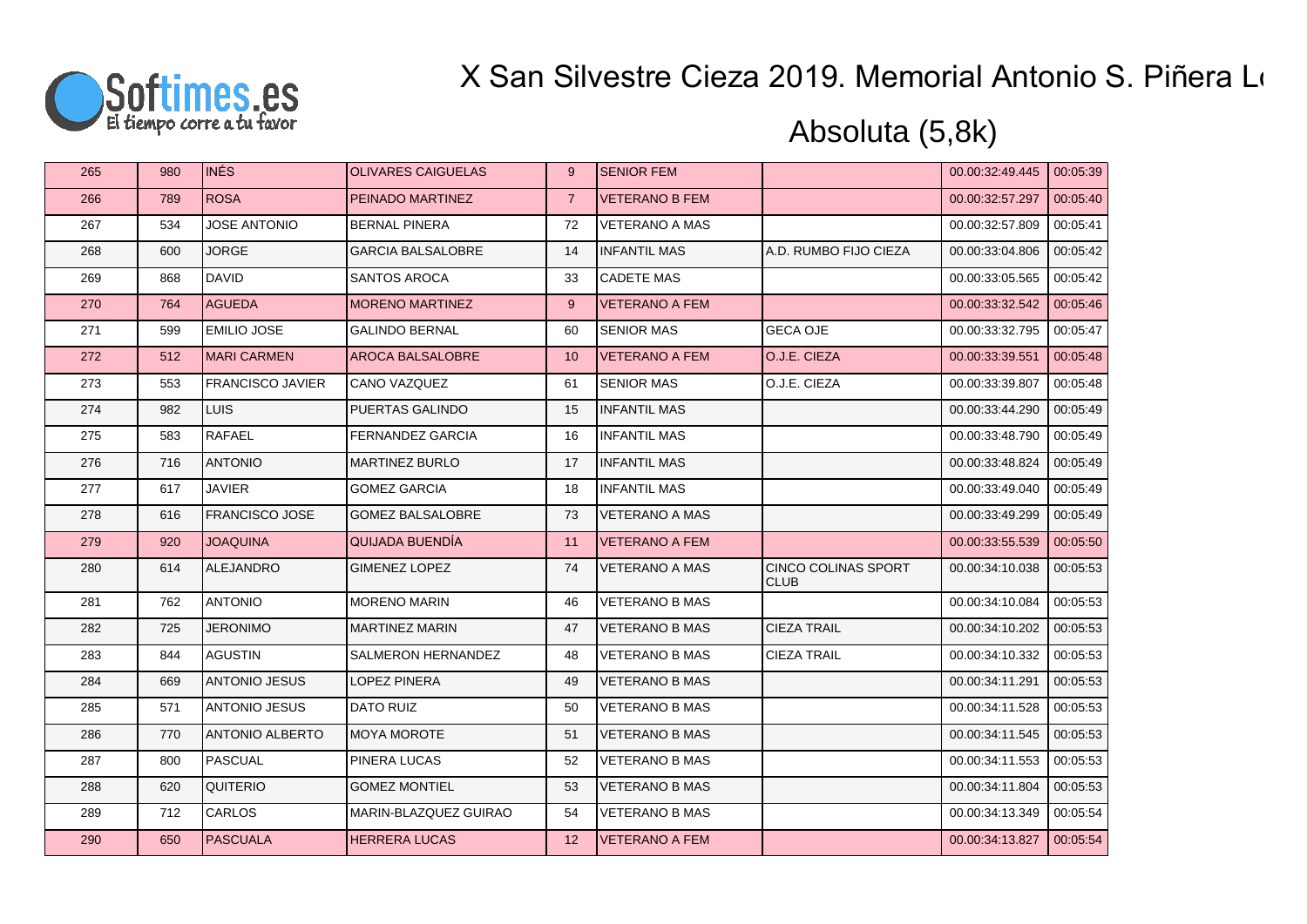# X San Silvestre Cieza 2019. Memorial Antonio S. Piñera L

## Absoluta (5,8k)

| | | | | | | | | |
|---|---|---|---|---|---|---|---|---|
| 265 | 980 | INÉS | OLIVARES CAIGUELAS | 9 | SENIOR FEM | | 00.00:32:49.445 | 00:05:39 |
| 266 | 789 | ROSA | PEINADO MARTINEZ | 7 | VETERANO B FEM | | 00.00:32:57.297 | 00:05:40 |
| 267 | 534 | JOSE ANTONIO | BERNAL PINERA | 72 | VETERANO A MAS | | 00.00:32:57.809 | 00:05:41 |
| 268 | 600 | JORGE | GARCIA BALSALOBRE | 14 | INFANTIL MAS | A.D. RUMBO FIJO CIEZA | 00.00:33:04.806 | 00:05:42 |
| 269 | 868 | DAVID | SANTOS AROCA | 33 | CADETE MAS | | 00.00:33:05.565 | 00:05:42 |
| 270 | 764 | AGUEDA | MORENO MARTINEZ | 9 | VETERANO A FEM | | 00.00:33:32.542 | 00:05:46 |
| 271 | 599 | EMILIO JOSE | GALINDO BERNAL | 60 | SENIOR MAS | GECA OJE | 00.00:33:32.795 | 00:05:47 |
| 272 | 512 | MARI CARMEN | AROCA BALSALOBRE | 10 | VETERANO A FEM | O.J.E. CIEZA | 00.00:33:39.551 | 00:05:48 |
| 273 | 553 | FRANCISCO JAVIER | CANO VAZQUEZ | 61 | SENIOR MAS | O.J.E. CIEZA | 00.00:33:39.807 | 00:05:48 |
| 274 | 982 | LUIS | PUERTAS GALINDO | 15 | INFANTIL MAS | | 00.00:33:44.290 | 00:05:49 |
| 275 | 583 | RAFAEL | FERNANDEZ GARCIA | 16 | INFANTIL MAS | | 00.00:33:48.790 | 00:05:49 |
| 276 | 716 | ANTONIO | MARTINEZ BURLO | 17 | INFANTIL MAS | | 00.00:33:48.824 | 00:05:49 |
| 277 | 617 | JAVIER | GOMEZ GARCIA | 18 | INFANTIL MAS | | 00.00:33:49.040 | 00:05:49 |
| 278 | 616 | FRANCISCO JOSE | GOMEZ BALSALOBRE | 73 | VETERANO A MAS | | 00.00:33:49.299 | 00:05:49 |
| 279 | 920 | JOAQUINA | QUIJADA BUENDÍA | 11 | VETERANO A FEM | | 00.00:33:55.539 | 00:05:50 |
| 280 | 614 | ALEJANDRO | GIMENEZ LOPEZ | 74 | VETERANO A MAS | CINCO COLINAS SPORT CLUB | 00.00:34:10.038 | 00:05:53 |
| 281 | 762 | ANTONIO | MORENO MARIN | 46 | VETERANO B MAS | | 00.00:34:10.084 | 00:05:53 |
| 282 | 725 | JERONIMO | MARTINEZ MARIN | 47 | VETERANO B MAS | CIEZA TRAIL | 00.00:34:10.202 | 00:05:53 |
| 283 | 844 | AGUSTIN | SALMERON HERNANDEZ | 48 | VETERANO B MAS | CIEZA TRAIL | 00.00:34:10.332 | 00:05:53 |
| 284 | 669 | ANTONIO JESUS | LOPEZ PINERA | 49 | VETERANO B MAS | | 00.00:34:11.291 | 00:05:53 |
| 285 | 571 | ANTONIO JESUS | DATO RUIZ | 50 | VETERANO B MAS | | 00.00:34:11.528 | 00:05:53 |
| 286 | 770 | ANTONIO ALBERTO | MOYA MOROTE | 51 | VETERANO B MAS | | 00.00:34:11.545 | 00:05:53 |
| 287 | 800 | PASCUAL | PINERA LUCAS | 52 | VETERANO B MAS | | 00.00:34:11.553 | 00:05:53 |
| 288 | 620 | QUITERIO | GOMEZ MONTIEL | 53 | VETERANO B MAS | | 00.00:34:11.804 | 00:05:53 |
| 289 | 712 | CARLOS | MARIN-BLAZQUEZ GUIRAO | 54 | VETERANO B MAS | | 00.00:34:13.349 | 00:05:54 |
| 290 | 650 | PASCUALA | HERRERA LUCAS | 12 | VETERANO A FEM | | 00.00:34:13.827 | 00:05:54 |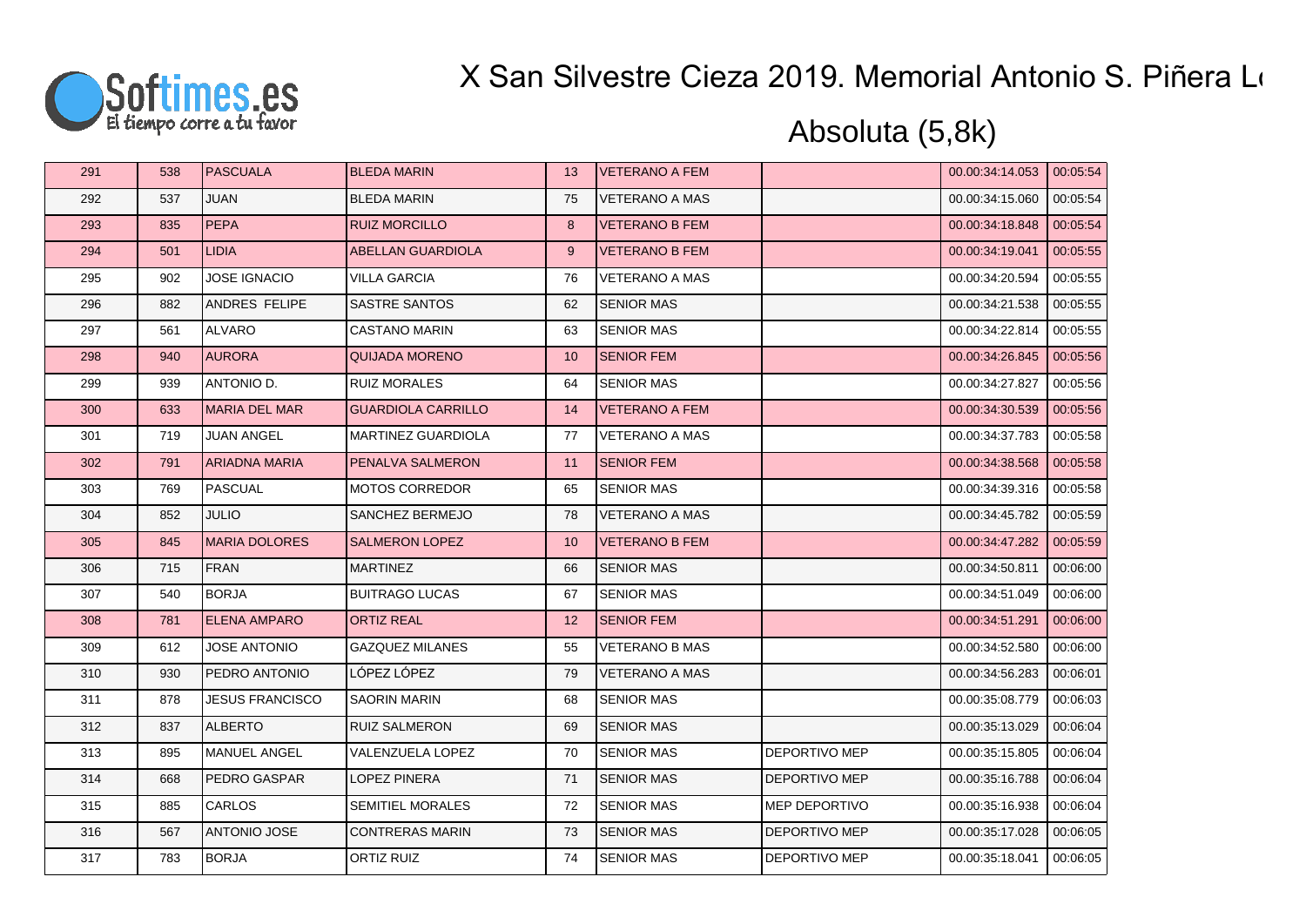# X San Silvestre Cieza 2019. Memorial Antonio S. Piñera L

## Absoluta (5,8k)

| | | | | | | | | |
|---|---|---|---|---|---|---|---|---|
| 291 | 538 | PASCUALA | BLEDA MARIN | 13 | VETERANO A FEM | | 00.00:34:14.053 | 00:05:54 |
| 292 | 537 | JUAN | BLEDA MARIN | 75 | VETERANO A MAS | | 00.00:34:15.060 | 00:05:54 |
| 293 | 835 | PEPA | RUIZ MORCILLO | 8 | VETERANO B FEM | | 00.00:34:18.848 | 00:05:54 |
| 294 | 501 | LIDIA | ABELLAN GUARDIOLA | 9 | VETERANO B FEM | | 00.00:34:19.041 | 00:05:55 |
| 295 | 902 | JOSE IGNACIO | VILLA GARCIA | 76 | VETERANO A MAS | | 00.00:34:20.594 | 00:05:55 |
| 296 | 882 | ANDRES FELIPE | SASTRE SANTOS | 62 | SENIOR MAS | | 00.00:34:21.538 | 00:05:55 |
| 297 | 561 | ALVARO | CASTANO MARIN | 63 | SENIOR MAS | | 00.00:34:22.814 | 00:05:55 |
| 298 | 940 | AURORA | QUIJADA MORENO | 10 | SENIOR FEM | | 00.00:34:26.845 | 00:05:56 |
| 299 | 939 | ANTONIO D. | RUIZ MORALES | 64 | SENIOR MAS | | 00.00:34:27.827 | 00:05:56 |
| 300 | 633 | MARIA DEL MAR | GUARDIOLA CARRILLO | 14 | VETERANO A FEM | | 00.00:34:30.539 | 00:05:56 |
| 301 | 719 | JUAN ANGEL | MARTINEZ GUARDIOLA | 77 | VETERANO A MAS | | 00.00:34:37.783 | 00:05:58 |
| 302 | 791 | ARIADNA MARIA | PENALVA SALMERON | 11 | SENIOR FEM | | 00.00:34:38.568 | 00:05:58 |
| 303 | 769 | PASCUAL | MOTOS CORREDOR | 65 | SENIOR MAS | | 00.00:34:39.316 | 00:05:58 |
| 304 | 852 | JULIO | SANCHEZ BERMEJO | 78 | VETERANO A MAS | | 00.00:34:45.782 | 00:05:59 |
| 305 | 845 | MARIA DOLORES | SALMERON LOPEZ | 10 | VETERANO B FEM | | 00.00:34:47.282 | 00:05:59 |
| 306 | 715 | FRAN | MARTINEZ | 66 | SENIOR MAS | | 00.00:34:50.811 | 00:06:00 |
| 307 | 540 | BORJA | BUITRAGO LUCAS | 67 | SENIOR MAS | | 00.00:34:51.049 | 00:06:00 |
| 308 | 781 | ELENA AMPARO | ORTIZ REAL | 12 | SENIOR FEM | | 00.00:34:51.291 | 00:06:00 |
| 309 | 612 | JOSE ANTONIO | GAZQUEZ MILANES | 55 | VETERANO B MAS | | 00.00:34:52.580 | 00:06:00 |
| 310 | 930 | PEDRO ANTONIO | LÓPEZ LÓPEZ | 79 | VETERANO A MAS | | 00.00:34:56.283 | 00:06:01 |
| 311 | 878 | JESUS FRANCISCO | SAORIN MARIN | 68 | SENIOR MAS | | 00.00:35:08.779 | 00:06:03 |
| 312 | 837 | ALBERTO | RUIZ SALMERON | 69 | SENIOR MAS | | 00.00:35:13.029 | 00:06:04 |
| 313 | 895 | MANUEL ANGEL | VALENZUELA LOPEZ | 70 | SENIOR MAS | DEPORTIVO MEP | 00.00:35:15.805 | 00:06:04 |
| 314 | 668 | PEDRO GASPAR | LOPEZ PINERA | 71 | SENIOR MAS | DEPORTIVO MEP | 00.00:35:16.788 | 00:06:04 |
| 315 | 885 | CARLOS | SEMITIEL MORALES | 72 | SENIOR MAS | MEP DEPORTIVO | 00.00:35:16.938 | 00:06:04 |
| 316 | 567 | ANTONIO JOSE | CONTRERAS MARIN | 73 | SENIOR MAS | DEPORTIVO MEP | 00.00:35:17.028 | 00:06:05 |
| 317 | 783 | BORJA | ORTIZ RUIZ | 74 | SENIOR MAS | DEPORTIVO MEP | 00.00:35:18.041 | 00:06:05 |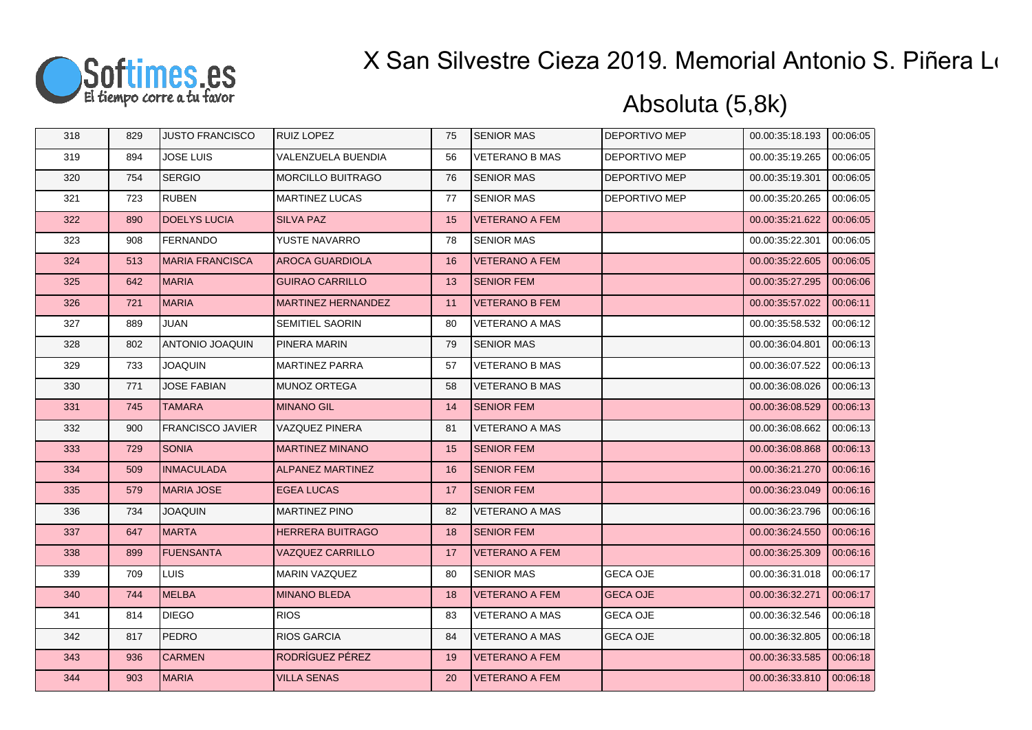# X San Silvestre Cieza 2019. Memorial Antonio S. Piñera L

## Absoluta (5,8k)

| | | | | | | | | |
|---|---|---|---|---|---|---|---|---|
| 318 | 829 | JUSTO FRANCISCO | RUIZ LOPEZ | 75 | SENIOR MAS | DEPORTIVO MEP | 00.00:35:18.193 | 00:06:05 |
| 319 | 894 | JOSE LUIS | VALENZUELA BUENDIA | 56 | VETERANO B MAS | DEPORTIVO MEP | 00.00:35:19.265 | 00:06:05 |
| 320 | 754 | SERGIO | MORCILLO BUITRAGO | 76 | SENIOR MAS | DEPORTIVO MEP | 00.00:35:19.301 | 00:06:05 |
| 321 | 723 | RUBEN | MARTINEZ LUCAS | 77 | SENIOR MAS | DEPORTIVO MEP | 00.00:35:20.265 | 00:06:05 |
| 322 | 890 | DOELYS LUCIA | SILVA PAZ | 15 | VETERANO A FEM | | 00.00:35:21.622 | 00:06:05 |
| 323 | 908 | FERNANDO | YUSTE NAVARRO | 78 | SENIOR MAS | | 00.00:35:22.301 | 00:06:05 |
| 324 | 513 | MARIA FRANCISCA | AROCA GUARDIOLA | 16 | VETERANO A FEM | | 00.00:35:22.605 | 00:06:05 |
| 325 | 642 | MARIA | GUIRAO CARRILLO | 13 | SENIOR FEM | | 00.00:35:27.295 | 00:06:06 |
| 326 | 721 | MARIA | MARTINEZ HERNANDEZ | 11 | VETERANO B FEM | | 00.00:35:57.022 | 00:06:11 |
| 327 | 889 | JUAN | SEMITIEL SAORIN | 80 | VETERANO A MAS | | 00.00:35:58.532 | 00:06:12 |
| 328 | 802 | ANTONIO JOAQUIN | PINERA MARIN | 79 | SENIOR MAS | | 00.00:36:04.801 | 00:06:13 |
| 329 | 733 | JOAQUIN | MARTINEZ PARRA | 57 | VETERANO B MAS | | 00.00:36:07.522 | 00:06:13 |
| 330 | 771 | JOSE FABIAN | MUNOZ ORTEGA | 58 | VETERANO B MAS | | 00.00:36:08.026 | 00:06:13 |
| 331 | 745 | TAMARA | MINANO GIL | 14 | SENIOR FEM | | 00.00:36:08.529 | 00:06:13 |
| 332 | 900 | FRANCISCO JAVIER | VAZQUEZ PINERA | 81 | VETERANO A MAS | | 00.00:36:08.662 | 00:06:13 |
| 333 | 729 | SONIA | MARTINEZ MINANO | 15 | SENIOR FEM | | 00.00:36:08.868 | 00:06:13 |
| 334 | 509 | INMACULADA | ALPANEZ MARTINEZ | 16 | SENIOR FEM | | 00.00:36:21.270 | 00:06:16 |
| 335 | 579 | MARIA JOSE | EGEA LUCAS | 17 | SENIOR FEM | | 00.00:36:23.049 | 00:06:16 |
| 336 | 734 | JOAQUIN | MARTINEZ PINO | 82 | VETERANO A MAS | | 00.00:36:23.796 | 00:06:16 |
| 337 | 647 | MARTA | HERRERA BUITRAGO | 18 | SENIOR FEM | | 00.00:36:24.550 | 00:06:16 |
| 338 | 899 | FUENSANTA | VAZQUEZ CARRILLO | 17 | VETERANO A FEM | | 00.00:36:25.309 | 00:06:16 |
| 339 | 709 | LUIS | MARIN VAZQUEZ | 80 | SENIOR MAS | GECA OJE | 00.00:36:31.018 | 00:06:17 |
| 340 | 744 | MELBA | MINANO BLEDA | 18 | VETERANO A FEM | GECA OJE | 00.00:36:32.271 | 00:06:17 |
| 341 | 814 | DIEGO | RIOS | 83 | VETERANO A MAS | GECA OJE | 00.00:36:32.546 | 00:06:18 |
| 342 | 817 | PEDRO | RIOS GARCIA | 84 | VETERANO A MAS | GECA OJE | 00.00:36:32.805 | 00:06:18 |
| 343 | 936 | CARMEN | RODRÍGUEZ PÉREZ | 19 | VETERANO A FEM | | 00.00:36:33.585 | 00:06:18 |
| 344 | 903 | MARIA | VILLA SENAS | 20 | VETERANO A FEM | | 00.00:36:33.810 | 00:06:18 |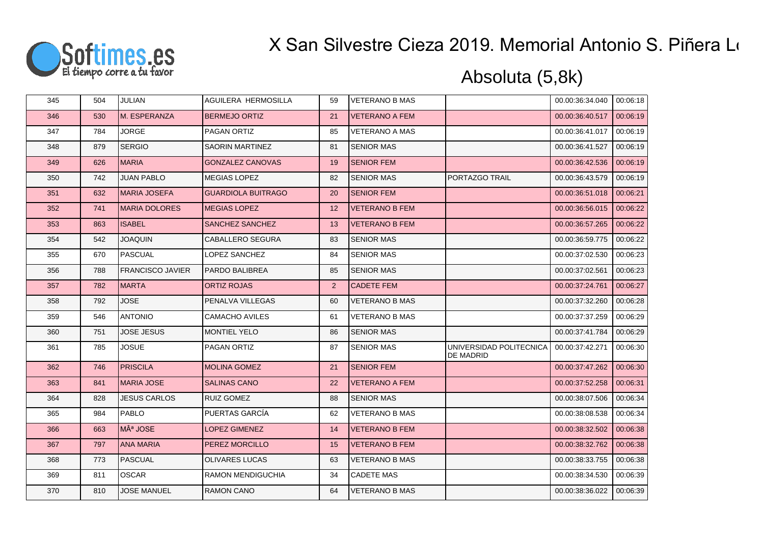# X San Silvestre Cieza 2019. Memorial Antonio S. Piñera L

## Absoluta (5,8k)

| | | | | | | | | |
|---|---|---|---|---|---|---|---|---|
| 345 | 504 | JULIAN | AGUILERA HERMOSILLA | 59 | VETERANO B MAS | | 00.00:36:34.040 | 00:06:18 |
| 346 | 530 | M. ESPERANZA | BERMEJO ORTIZ | 21 | VETERANO A FEM | | 00.00:36:40.517 | 00:06:19 |
| 347 | 784 | JORGE | PAGAN ORTIZ | 85 | VETERANO A MAS | | 00.00:36:41.017 | 00:06:19 |
| 348 | 879 | SERGIO | SAORIN MARTINEZ | 81 | SENIOR MAS | | 00.00:36:41.527 | 00:06:19 |
| 349 | 626 | MARIA | GONZALEZ CANOVAS | 19 | SENIOR FEM | | 00.00:36:42.536 | 00:06:19 |
| 350 | 742 | JUAN PABLO | MEGIAS LOPEZ | 82 | SENIOR MAS | PORTAZGO TRAIL | 00.00:36:43.579 | 00:06:19 |
| 351 | 632 | MARIA JOSEFA | GUARDIOLA BUITRAGO | 20 | SENIOR FEM | | 00.00:36:51.018 | 00:06:21 |
| 352 | 741 | MARIA DOLORES | MEGIAS LOPEZ | 12 | VETERANO B FEM | | 00.00:36:56.015 | 00:06:22 |
| 353 | 863 | ISABEL | SANCHEZ SANCHEZ | 13 | VETERANO B FEM | | 00.00:36:57.265 | 00:06:22 |
| 354 | 542 | JOAQUIN | CABALLERO SEGURA | 83 | SENIOR MAS | | 00.00:36:59.775 | 00:06:22 |
| 355 | 670 | PASCUAL | LOPEZ SANCHEZ | 84 | SENIOR MAS | | 00.00:37:02.530 | 00:06:23 |
| 356 | 788 | FRANCISCO JAVIER | PARDO BALIBREA | 85 | SENIOR MAS | | 00.00:37:02.561 | 00:06:23 |
| 357 | 782 | MARTA | ORTIZ ROJAS | 2 | CADETE FEM | | 00.00:37:24.761 | 00:06:27 |
| 358 | 792 | JOSE | PENALVA VILLEGAS | 60 | VETERANO B MAS | | 00.00:37:32.260 | 00:06:28 |
| 359 | 546 | ANTONIO | CAMACHO AVILES | 61 | VETERANO B MAS | | 00.00:37:37.259 | 00:06:29 |
| 360 | 751 | JOSE JESUS | MONTIEL YELO | 86 | SENIOR MAS | | 00.00:37:41.784 | 00:06:29 |
| 361 | 785 | JOSUE | PAGAN ORTIZ | 87 | SENIOR MAS | UNIVERSIDAD POLITECNICA DE MADRID | 00.00:37:42.271 | 00:06:30 |
| 362 | 746 | PRISCILA | MOLINA GOMEZ | 21 | SENIOR FEM | | 00.00:37:47.262 | 00:06:30 |
| 363 | 841 | MARIA JOSE | SALINAS CANO | 22 | VETERANO A FEM | | 00.00:37:52.258 | 00:06:31 |
| 364 | 828 | JESUS CARLOS | RUIZ GOMEZ | 88 | SENIOR MAS | | 00.00:38:07.506 | 00:06:34 |
| 365 | 984 | PABLO | PUERTAS GARCÍA | 62 | VETERANO B MAS | | 00.00:38:08.538 | 00:06:34 |
| 366 | 663 | MÂª JOSE | LOPEZ GIMENEZ | 14 | VETERANO B FEM | | 00.00:38:32.502 | 00:06:38 |
| 367 | 797 | ANA MARIA | PEREZ MORCILLO | 15 | VETERANO B FEM | | 00.00:38:32.762 | 00:06:38 |
| 368 | 773 | PASCUAL | OLIVARES LUCAS | 63 | VETERANO B MAS | | 00.00:38:33.755 | 00:06:38 |
| 369 | 811 | OSCAR | RAMON MENDIGUCHIA | 34 | CADETE MAS | | 00.00:38:34.530 | 00:06:39 |
| 370 | 810 | JOSE MANUEL | RAMON CANO | 64 | VETERANO B MAS | | 00.00:38:36.022 | 00:06:39 |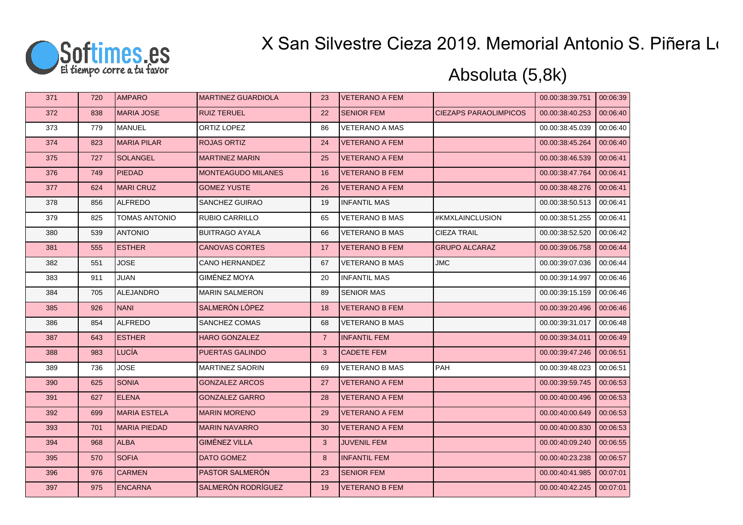# X San Silvestre Cieza 2019. Memorial Antonio S. Piñera L

## Absoluta (5,8k)

| | | | | | | | | |
|---|---|---|---|---|---|---|---|---|
| 371 | 720 | AMPARO | MARTINEZ GUARDIOLA | 23 | VETERANO A FEM | | 00.00:38:39.751 | 00:06:39 |
| 372 | 838 | MARIA JOSE | RUIZ TERUEL | 22 | SENIOR FEM | CIEZAPS PARAOLIMPICOS | 00.00:38:40.253 | 00:06:40 |
| 373 | 779 | MANUEL | ORTIZ LOPEZ | 86 | VETERANO A MAS | | 00.00:38:45.039 | 00:06:40 |
| 374 | 823 | MARIA PILAR | ROJAS ORTIZ | 24 | VETERANO A FEM | | 00.00:38:45.264 | 00:06:40 |
| 375 | 727 | SOLANGEL | MARTINEZ MARIN | 25 | VETERANO A FEM | | 00.00:38:46.539 | 00:06:41 |
| 376 | 749 | PIEDAD | MONTEAGUDO MILANES | 16 | VETERANO B FEM | | 00.00:38:47.764 | 00:06:41 |
| 377 | 624 | MARI CRUZ | GOMEZ YUSTE | 26 | VETERANO A FEM | | 00.00:38:48.276 | 00:06:41 |
| 378 | 856 | ALFREDO | SANCHEZ GUIRAO | 19 | INFANTIL MAS | | 00.00:38:50.513 | 00:06:41 |
| 379 | 825 | TOMAS ANTONIO | RUBIO CARRILLO | 65 | VETERANO B MAS | #KMXLAINCLUSION | 00.00:38:51.255 | 00:06:41 |
| 380 | 539 | ANTONIO | BUITRAGO AYALA | 66 | VETERANO B MAS | CIEZA TRAIL | 00.00:38:52.520 | 00:06:42 |
| 381 | 555 | ESTHER | CANOVAS CORTES | 17 | VETERANO B FEM | GRUPO ALCARAZ | 00.00:39:06.758 | 00:06:44 |
| 382 | 551 | JOSE | CANO HERNANDEZ | 67 | VETERANO B MAS | JMC | 00.00:39:07.036 | 00:06:44 |
| 383 | 911 | JUAN | GIMÉNEZ MOYA | 20 | INFANTIL MAS | | 00.00:39:14.997 | 00:06:46 |
| 384 | 705 | ALEJANDRO | MARIN SALMERON | 89 | SENIOR MAS | | 00.00:39:15.159 | 00:06:46 |
| 385 | 926 | NANI | SALMERÓN LÓPEZ | 18 | VETERANO B FEM | | 00.00:39:20.496 | 00:06:46 |
| 386 | 854 | ALFREDO | SANCHEZ COMAS | 68 | VETERANO B MAS | | 00.00:39:31.017 | 00:06:48 |
| 387 | 643 | ESTHER | HARO GONZALEZ | 7 | INFANTIL FEM | | 00.00:39:34.011 | 00:06:49 |
| 388 | 983 | LUCÍA | PUERTAS GALINDO | 3 | CADETE FEM | | 00.00:39:47.246 | 00:06:51 |
| 389 | 736 | JOSE | MARTINEZ SAORIN | 69 | VETERANO B MAS | PAH | 00.00:39:48.023 | 00:06:51 |
| 390 | 625 | SONIA | GONZALEZ ARCOS | 27 | VETERANO A FEM | | 00.00:39:59.745 | 00:06:53 |
| 391 | 627 | ELENA | GONZALEZ GARRO | 28 | VETERANO A FEM | | 00.00:40:00.496 | 00:06:53 |
| 392 | 699 | MARIA ESTELA | MARIN MORENO | 29 | VETERANO A FEM | | 00.00:40:00.649 | 00:06:53 |
| 393 | 701 | MARIA PIEDAD | MARIN NAVARRO | 30 | VETERANO A FEM | | 00.00:40:00.830 | 00:06:53 |
| 394 | 968 | ALBA | GIMÉNEZ VILLA | 3 | JUVENIL FEM | | 00.00:40:09.240 | 00:06:55 |
| 395 | 570 | SOFIA | DATO GOMEZ | 8 | INFANTIL FEM | | 00.00:40:23.238 | 00:06:57 |
| 396 | 976 | CARMEN | PASTOR SALMERÓN | 23 | SENIOR FEM | | 00.00:40:41.985 | 00:07:01 |
| 397 | 975 | ENCARNA | SALMERÓN RODRÍGUEZ | 19 | VETERANO B FEM | | 00.00:40:42.245 | 00:07:01 |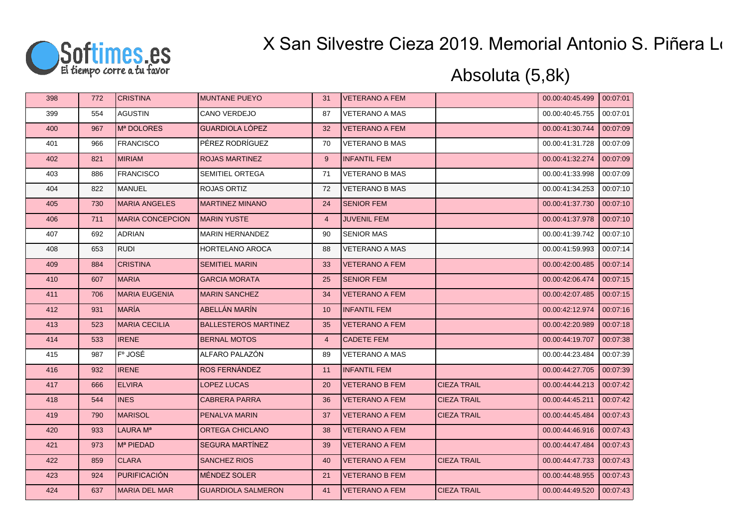# X San Silvestre Cieza 2019. Memorial Antonio S. Piñera L

## Absoluta (5,8k)

| | | | | | | | | |
|---|---|---|---|---|---|---|---|---|
| 398 | 772 | CRISTINA | MUNTANE PUEYO | 31 | VETERANO A FEM | | 00.00:40:45.499 | 00:07:01 |
| 399 | 554 | AGUSTIN | CANO VERDEJO | 87 | VETERANO A MAS | | 00.00:40:45.755 | 00:07:01 |
| 400 | 967 | Mª DOLORES | GUARDIOLA LÓPEZ | 32 | VETERANO A FEM | | 00.00:41:30.744 | 00:07:09 |
| 401 | 966 | FRANCISCO | PÉREZ RODRÍGUEZ | 70 | VETERANO B MAS | | 00.00:41:31.728 | 00:07:09 |
| 402 | 821 | MIRIAM | ROJAS MARTINEZ | 9 | INFANTIL FEM | | 00.00:41:32.274 | 00:07:09 |
| 403 | 886 | FRANCISCO | SEMITIEL ORTEGA | 71 | VETERANO B MAS | | 00.00:41:33.998 | 00:07:09 |
| 404 | 822 | MANUEL | ROJAS ORTIZ | 72 | VETERANO B MAS | | 00.00:41:34.253 | 00:07:10 |
| 405 | 730 | MARIA ANGELES | MARTINEZ MINANO | 24 | SENIOR FEM | | 00.00:41:37.730 | 00:07:10 |
| 406 | 711 | MARIA CONCEPCION | MARIN YUSTE | 4 | JUVENIL FEM | | 00.00:41:37.978 | 00:07:10 |
| 407 | 692 | ADRIAN | MARIN HERNANDEZ | 90 | SENIOR MAS | | 00.00:41:39.742 | 00:07:10 |
| 408 | 653 | RUDI | HORTELANO AROCA | 88 | VETERANO A MAS | | 00.00:41:59.993 | 00:07:14 |
| 409 | 884 | CRISTINA | SEMITIEL MARIN | 33 | VETERANO A FEM | | 00.00:42:00.485 | 00:07:14 |
| 410 | 607 | MARIA | GARCIA MORATA | 25 | SENIOR FEM | | 00.00:42:06.474 | 00:07:15 |
| 411 | 706 | MARIA EUGENIA | MARIN SANCHEZ | 34 | VETERANO A FEM | | 00.00:42:07.485 | 00:07:15 |
| 412 | 931 | MARÍA | ABELLÁN MARÍN | 10 | INFANTIL FEM | | 00.00:42:12.974 | 00:07:16 |
| 413 | 523 | MARIA CECILIA | BALLESTEROS MARTINEZ | 35 | VETERANO A FEM | | 00.00:42:20.989 | 00:07:18 |
| 414 | 533 | IRENE | BERNAL MOTOS | 4 | CADETE FEM | | 00.00:44:19.707 | 00:07:38 |
| 415 | 987 | Fº JOSÉ | ALFARO PALAZÓN | 89 | VETERANO A MAS | | 00.00:44:23.484 | 00:07:39 |
| 416 | 932 | IRENE | ROS FERNÁNDEZ | 11 | INFANTIL FEM | | 00.00:44:27.705 | 00:07:39 |
| 417 | 666 | ELVIRA | LOPEZ LUCAS | 20 | VETERANO B FEM | CIEZA TRAIL | 00.00:44:44.213 | 00:07:42 |
| 418 | 544 | INES | CABRERA PARRA | 36 | VETERANO A FEM | CIEZA TRAIL | 00.00:44:45.211 | 00:07:42 |
| 419 | 790 | MARISOL | PENALVA MARIN | 37 | VETERANO A FEM | CIEZA TRAIL | 00.00:44:45.484 | 00:07:43 |
| 420 | 933 | LAURA Mª | ORTEGA CHICLANO | 38 | VETERANO A FEM | | 00.00:44:46.916 | 00:07:43 |
| 421 | 973 | Mª PIEDAD | SEGURA MARTÍNEZ | 39 | VETERANO A FEM | | 00.00:44:47.484 | 00:07:43 |
| 422 | 859 | CLARA | SANCHEZ RIOS | 40 | VETERANO A FEM | CIEZA TRAIL | 00.00:44:47.733 | 00:07:43 |
| 423 | 924 | PURIFICACIÓN | MÉNDEZ SOLER | 21 | VETERANO B FEM | | 00.00:44:48.955 | 00:07:43 |
| 424 | 637 | MARIA DEL MAR | GUARDIOLA SALMERON | 41 | VETERANO A FEM | CIEZA TRAIL | 00.00:44:49.520 | 00:07:43 |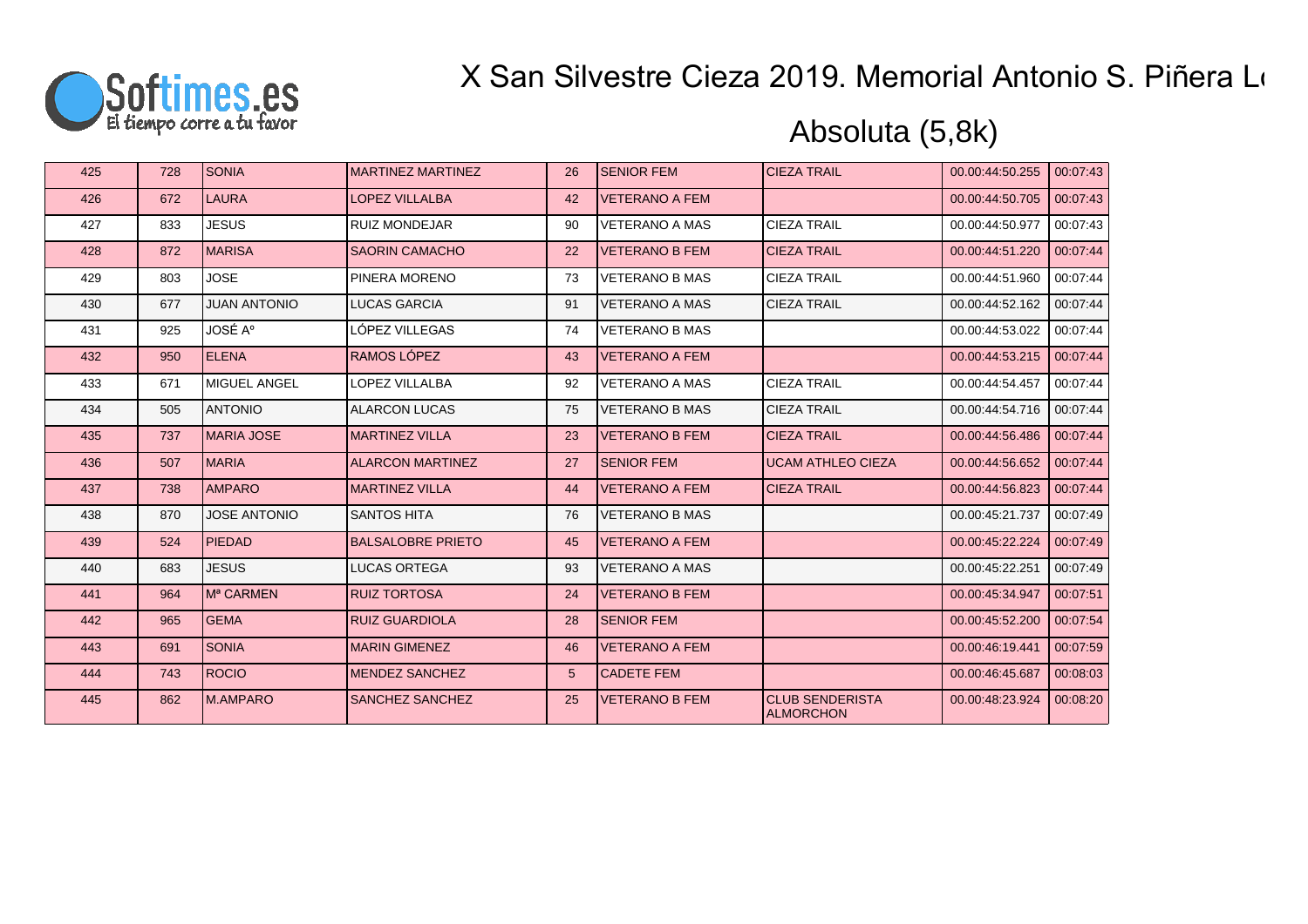# X San Silvestre Cieza 2019. Memorial Antonio S. Piñera L

## Absoluta (5,8k)

| | | | | | | | | |
|---|---|---|---|---|---|---|---|---|
| 425 | 728 | SONIA | MARTINEZ MARTINEZ | 26 | SENIOR FEM | CIEZA TRAIL | 00.00:44:50.255 | 00:07:43 |
| 426 | 672 | LAURA | LOPEZ VILLALBA | 42 | VETERANO A FEM | | 00.00:44:50.705 | 00:07:43 |
| 427 | 833 | JESUS | RUIZ MONDEJAR | 90 | VETERANO A MAS | CIEZA TRAIL | 00.00:44:50.977 | 00:07:43 |
| 428 | 872 | MARISA | SAORIN CAMACHO | 22 | VETERANO B FEM | CIEZA TRAIL | 00.00:44:51.220 | 00:07:44 |
| 429 | 803 | JOSE | PINERA MORENO | 73 | VETERANO B MAS | CIEZA TRAIL | 00.00:44:51.960 | 00:07:44 |
| 430 | 677 | JUAN ANTONIO | LUCAS GARCIA | 91 | VETERANO A MAS | CIEZA TRAIL | 00.00:44:52.162 | 00:07:44 |
| 431 | 925 | JOSÉ Aº | LÓPEZ VILLEGAS | 74 | VETERANO B MAS | | 00.00:44:53.022 | 00:07:44 |
| 432 | 950 | ELENA | RAMOS LÓPEZ | 43 | VETERANO A FEM | | 00.00:44:53.215 | 00:07:44 |
| 433 | 671 | MIGUEL ANGEL | LOPEZ VILLALBA | 92 | VETERANO A MAS | CIEZA TRAIL | 00.00:44:54.457 | 00:07:44 |
| 434 | 505 | ANTONIO | ALARCON LUCAS | 75 | VETERANO B MAS | CIEZA TRAIL | 00.00:44:54.716 | 00:07:44 |
| 435 | 737 | MARIA JOSE | MARTINEZ VILLA | 23 | VETERANO B FEM | CIEZA TRAIL | 00.00:44:56.486 | 00:07:44 |
| 436 | 507 | MARIA | ALARCON MARTINEZ | 27 | SENIOR FEM | UCAM ATHLEO CIEZA | 00.00:44:56.652 | 00:07:44 |
| 437 | 738 | AMPARO | MARTINEZ VILLA | 44 | VETERANO A FEM | CIEZA TRAIL | 00.00:44:56.823 | 00:07:44 |
| 438 | 870 | JOSE ANTONIO | SANTOS HITA | 76 | VETERANO B MAS | | 00.00:45:21.737 | 00:07:49 |
| 439 | 524 | PIEDAD | BALSALOBRE PRIETO | 45 | VETERANO A FEM | | 00.00:45:22.224 | 00:07:49 |
| 440 | 683 | JESUS | LUCAS ORTEGA | 93 | VETERANO A MAS | | 00.00:45:22.251 | 00:07:49 |
| 441 | 964 | Mª CARMEN | RUIZ TORTOSA | 24 | VETERANO B FEM | | 00.00:45:34.947 | 00:07:51 |
| 442 | 965 | GEMA | RUIZ GUARDIOLA | 28 | SENIOR FEM | | 00.00:45:52.200 | 00:07:54 |
| 443 | 691 | SONIA | MARIN GIMENEZ | 46 | VETERANO A FEM | | 00.00:46:19.441 | 00:07:59 |
| 444 | 743 | ROCIO | MENDEZ SANCHEZ | 5 | CADETE FEM | | 00.00:46:45.687 | 00:08:03 |
| 445 | 862 | M.AMPARO | SANCHEZ SANCHEZ | 25 | VETERANO B FEM | CLUB SENDERISTA ALMORCHON | 00.00:48:23.924 | 00:08:20 |